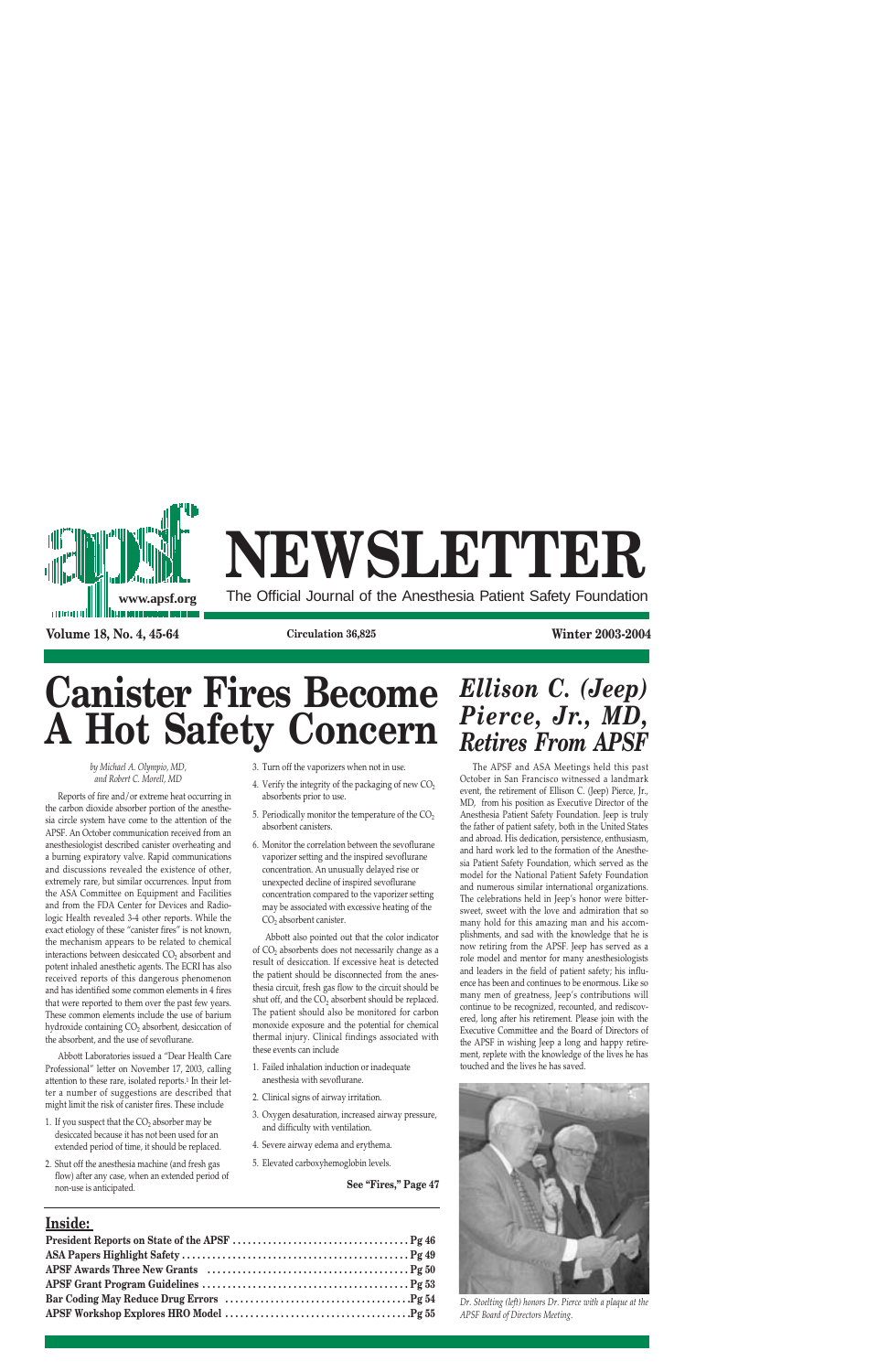# NEWSLETTER

The Official Journal of the Anesthesia Patient Safety Foundation

www.apsf.org

**Volume 18, No. 4, 45-64** **Circulation 36,825** **Winter 2003-2004**

# Canister Fires Become A Hot Safety Concern

*by Michael A. Olympio, MD, and Robert C. Morell, MD*

Reports of fire and/or extreme heat occurring in the carbon dioxide absorber portion of the anesthesia circle system have come to the attention of the APSF. An October communication received from an anesthesiologist described canister overheating and a burning expiratory valve. Rapid communications and discussions revealed the existence of other, extremely rare, but similar occurrences. Input from the ASA Committee on Equipment and Facilities and from the FDA Center for Devices and Radiologic Health revealed 3-4 other reports. While the exact etiology of these "canister fires" is not known, the mechanism appears to be related to chemical interactions between desiccated $CO_2$ absorbent and potent inhaled anesthetic agents. The ECRI has also received reports of this dangerous phenomenon and has identified some common elements in 4 fires that were reported to them over the past few years. These common elements include the use of barium hydroxide containing $CO_2$ absorbent, desiccation of the absorbent, and the use of sevoflurane.

Abbott Laboratories issued a "Dear Health Care Professional" letter on November 17, 2003, calling attention to these rare, isolated reports.[1] In their letter a number of suggestions are described that might limit the risk of canister fires. These include

1. If you suspect that the $CO_2$ absorber may be desiccated because it has not been used for an extended period of time, it should be replaced.
2. Shut off the anesthesia machine (and fresh gas flow) after any case, when an extended period of non-use is anticipated.
3. Turn off the vaporizers when not in use.
4. Verify the integrity of the packaging of new $CO_2$ absorbents prior to use.
5. Periodically monitor the temperature of the $CO_2$ absorbent canisters.
6. Monitor the correlation between the sevoflurane vaporizer setting and the inspired sevoflurane concentration. An unusually delayed rise or unexpected decline of inspired sevoflurane concentration compared to the vaporizer setting may be associated with excessive heating of the $CO_2$ absorbent canister.

Abbott also pointed out that the color indicator of $CO_2$ absorbents does not necessarily change as a result of desiccation. If excessive heat is detected the patient should be disconnected from the anesthesia circuit, fresh gas flow to the circuit should be shut off, and the $CO_2$ absorbent should be replaced. The patient should also be monitored for carbon monoxide exposure and the potential for chemical thermal injury. Clinical findings associated with these events can include

1. Failed inhalation induction or inadequate anesthesia with sevoflurane.
2. Clinical signs of airway irritation.
3. Oxygen desaturation, increased airway pressure, and difficulty with ventilation.
4. Severe airway edema and erythema.
5. Elevated carboxyhemoglobin levels.

**See "Fires," Page 47**

# *Ellison C. (Jeep) Pierce, Jr., MD, Retires From APSF*

The APSF and ASA Meetings held this past October in San Francisco witnessed a landmark event, the retirement of Ellison C. (Jeep) Pierce, Jr., MD, from his position as Executive Director of the Anesthesia Patient Safety Foundation. Jeep is truly the father of patient safety, both in the United States and abroad. His dedication, persistence, enthusiasm, and hard work led to the formation of the Anesthesia Patient Safety Foundation, which served as the model for the National Patient Safety Foundation and numerous similar international organizations. The celebrations held in Jeep's honor were bittersweet, sweet with the love and admiration that so many hold for this amazing man and his accomplishments, and sad with the knowledge that he is now retiring from the APSF. Jeep has served as a role model and mentor for many anesthesiologists and leaders in the field of patient safety; his influence has been and continues to be enormous. Like so many men of greatness, Jeep's contributions will continue to be recognized, recounted, and rediscovered, long after his retirement. Please join with the Executive Committee and the Board of Directors of the APSF in wishing Jeep a long and happy retirement, replete with the knowledge of the lives he has touched and the lives he has saved.

*Dr. Stoelting (left) honors Dr. Pierce with a plaque at the APSF Board of Directors Meeting.*

## Inside:

| | |
|---|---|
| **President Reports on State of the APSF** | **Pg 46** |
| **ASA Papers Highlight Safety** | **Pg 49** |
| **APSF Awards Three New Grants** | **Pg 50** |
| **APSF Grant Program Guidelines** | **Pg 53** |
| **Bar Coding May Reduce Drug Errors** | **Pg 54** |
| **APSF Workshop Explores HRO Model** | **Pg 55** |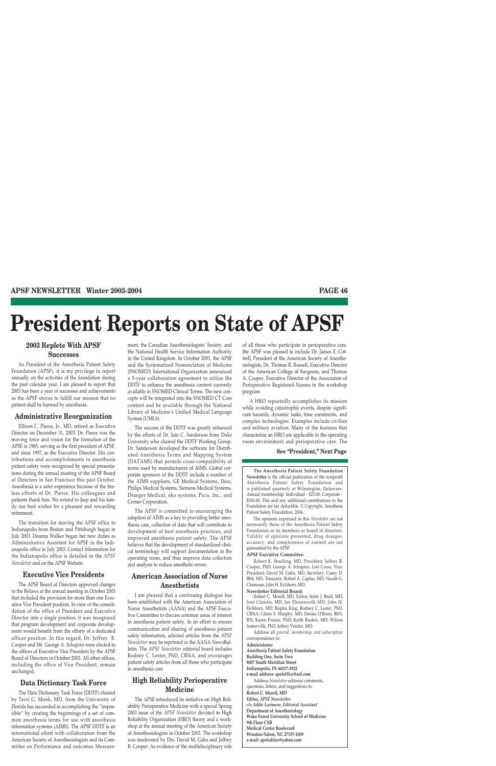# President Reports on State of APSF

## 2003 Replete With APSF Successes

As President of the Anesthesia Patient Safety Foundation (APSF), it is my privilege to report annually on the activities of the foundation during the past calendar year. I am pleased to report that 2003 has been a year of successes and achievements as the APSF strives to fulfill our mission that no patient shall be harmed by anesthesia.

## Administrative Reorganization

Ellison C. Pierce, Jr., MD, retired as Executive Director on December 31, 2003. Dr. Pierce was the moving force and vision for the formation of the APSF in 1985, serving as the first president of APSF, and since 1997, as the Executive Director. His contributions and accomplishments to anesthesia patient safety were recognized by special presentations during the annual meeting of the APSF Board of Directors in San Francisco this past October. Anesthesia is a safer experience because of the tireless efforts of Dr. Pierce. His colleagues and patients thank him. We extend to Jeep and his family our best wishes for a pleasant and rewarding retirement.

The transition for moving the APSF office to Indianapolis from Boston and Pittsburgh began in July 2003. Deanna Walker began her new duties as Administrative Assistant for APSF in the Indianapolis office in July 2003. Contact information for the Indianapolis office is detailed in the *APSF Newsletter* and on the APSF Website.

## Executive Vice Presidents

The APSF Board of Directors approved changes to the Bylaws at the annual meeting in October 2003 that included the provision for more than one Executive Vice President position. In view of the consolidation of the office of President and Executive Director into a single position, it was recognized that program development and corporate development would benefit from the efforts of a dedicated officer position. In this regard, Dr. Jeffrey B. Cooper and Mr. George A. Schapiro were elected to the offices of Executive Vice President by the APSF Board of Directors in October 2003. All other offices, including the office of Vice President, remain unchanged.

## Data Dictionary Task Force

The Data Dictionary Task Force (DDTF) chaired by Terri G. Monk, MD, from the University of Florida has succeeded in accomplishing the "impossible" by creating the beginnings of a set of common anesthesia terms for use with anesthesia information systems (AIMS). The APSF DDTF is an international effort with collaboration from the American Society of Anesthesiologists and its Committee on Performance and outcomes Measurement, the Canadian Anesthesiologists' Society, and the National Health Service Information Authority in the United Kingdom. In October 2003, the APSF and the Systematized Nomenclature of Medicine (SNOMED) International Organization announced a 5-year collaboration agreement to utilize the DDTF to enhance the anesthesia content currently available in SNOMED Clinical Terms. The new concepts will be integrated into the SNOMED CT Core content and be available through the National Library of Medicine's Unified Medical Language System (UMLS).

The success of the DDTF was greatly enhanced by the efforts of Dr. Iain C. Sanderson from Duke University who chaired the DDTF Working Group. Dr. Sanderson developed the software for Distributed Anesthesia Terms and Mapping System (DATAMS) that permits cross-compatibility of terms used by manufacturers of AIMS. Global corporate sponsors of the DDTF include a number of the AIMS suppliers, GE Medical Systems, Deio, Philips Medical Systems, Siemens Medical Systems, Draeger Medical, eko systems, Picis, Inc., and Cerner Corporation.

The APSF is committed to encouraging the adoption of AIMS as a key to providing better anesthesia care, collection of data that will contribute to development of best anesthesia practices, and improved anesthesia patient safety. The APSF believes that the development of standardized clinical terminology will support documentation in the operating room, and thus improve data collection and analysis to reduce anesthetic errors.

## American Association of Nurse Anesthetists

I am pleased that a continuing dialogue has been established with the American Association of Nurse Anesthetists (AANA) and the APSF Executive Committee to discuss common areas of interest in anesthesia patient safety. In an effort to ensure communication and sharing of anesthesia patient safety information, selected articles from the *APSF Newsletter* may be reprinted in the AANA NewsBulletin. The *APSF Newsletter* editorial board includes Rodney C. Lester, PhD, CRNA, and encourages patient safety articles from all those who participate in anesthesia care.

## High Reliability Perioperative Medicine

The APSF introduced its initiative on High Reliability Perioperative Medicine with a special Spring 2003 issue of the *APSF Newsletter* devoted to High Reliability Organization (HRO) theory and a workshop at the annual meeting of the American Society of Anesthesiologists in October 2003. The workshop was moderated by Drs. David M. Gaba and Jeffrey B. Cooper. As evidence of the multidisciplinary role of all those who participate in perioperative care, the APSF was pleased to include Dr. James E. Cottrell, President of the American Society of Anesthesiologists, Dr. Thomas R. Russell, Executive Director of the American College of Surgeons, and Thomas A. Cooper, Executive Director of the Association of Perioperative Registered Nurses in the workshop program.

A HRO repeatedly accomplishes its mission while avoiding catastrophic events, despite significant hazards, dynamic tasks, time constraints, and complex technologies. Examples include civilian and military aviation. Many of the features that characterize an HRO are applicable to the operating room environment and perioperative care. The

**See "President," Next Page**

---

**The Anesthesia Patient Safety Foundation Newsletter** is the official publication of the nonprofit Anesthesia Patient Safety Foundation and is published quarterly at Wilmington, Delaware. Annual membership: Individual - $25.00, Corporate - $500.00. This and any additional contributions to the Foundation are tax deductible. © Copyright, Anesthesia Patient Safety Foundation, 2004.

The opinions expressed in this *Newsletter* are not necessarily those of the Anesthesia Patient Safety Foundation or its members or board of directors. Validity of opinions presented, drug dosages, accuracy, and completeness of content are not guaranteed by the APSF.

**APSF Executive Committee:**

Robert K. Stoelting, MD, President; Jeffrey B. Cooper, PhD; George A. Schapiro; Lori Cross, Vice-President; David M. Gaba, MD, Secretary; Casey D. Blitt, MD, Treasurer; Robert A. Caplan, MD; Nassib G. Chamoun; John H. Eichhorn, MD.

**Newsletter Editorial Board:**

Robert C. Morell, MD, Editor; Sorin J. Brull, MD; Joan Christie, MD; Jan Ehrenwerth, MD; John H. Eichhorn, MD; Regina King; Rodney C. Lester, PhD, CRNA; Glenn S. Murphy, MD; Denise O'Brien, BSN, RN; Karen Posner, PhD; Keith Ruskin, MD; Wilson Somerville, PhD; Jeffery Vender, MD.

Address all *general, membership, and subscription* correspondence to:

**Administrator**
**Anesthesia Patient Safety Foundation**
**Building One, Suite Two**
**8007 South Meridian Street**
**Indianapolis, IN 46217-2922**
**e-mail address: apsfoffice@aol.com**

Address *Newsletter* editorial comments, questions, letters, and suggestions to:

**Robert C. Morell, MD**
**Editor, *APSF Newsletter***
***c/o Addie Larimore, Editorial Assistant***
**Department of Anesthesiology**
**Wake Forest University School of Medicine**
**9th Floor CSB**
**Medical Center Boulevard**
**Winston-Salem, NC 27157-1009**
**e-mail: apsfeditor@yahoo.com**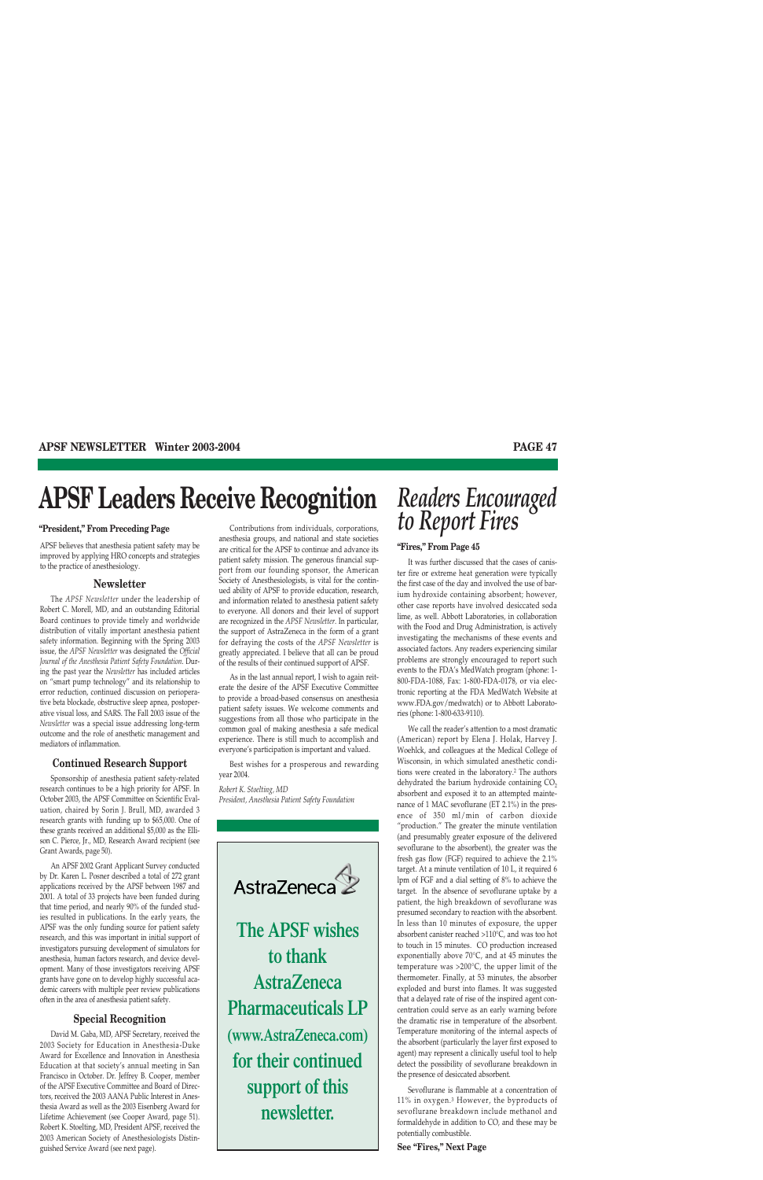# APSF Leaders Receive Recognition

**"President," From Preceding Page**

APSF believes that anesthesia patient safety may be improved by applying HRO concepts and strategies to the practice of anesthesiology.

### Newsletter

The *APSF Newsletter* under the leadership of Robert C. Morell, MD, and an outstanding Editorial Board continues to provide timely and worldwide distribution of vitally important anesthesia patient safety information. Beginning with the Spring 2003 issue, the *APSF Newsletter* was designated the *Official Journal of the Anesthesia Patient Safety Foundation*. During the past year the *Newsletter* has included articles on "smart pump technology" and its relationship to error reduction, continued discussion on perioperative beta blockade, obstructive sleep apnea, postoperative visual loss, and SARS. The Fall 2003 issue of the *Newsletter* was a special issue addressing long-term outcome and the role of anesthetic management and mediators of inflammation.

### Continued Research Support

Sponsorship of anesthesia patient safety-related research continues to be a high priority for APSF. In October 2003, the APSF Committee on Scientific Evaluation, chaired by Sorin J. Brull, MD, awarded 3 research grants with funding up to $65,000. One of these grants received an additional $5,000 as the Ellison C. Pierce, Jr., MD, Research Award recipient (see Grant Awards, page 50).

An APSF 2002 Grant Applicant Survey conducted by Dr. Karen L. Posner described a total of 272 grant applications received by the APSF between 1987 and 2001. A total of 33 projects have been funded during that time period, and nearly 90% of the funded studies resulted in publications. In the early years, the APSF was the only funding source for patient safety research, and this was important in initial support of investigators pursuing development of simulators for anesthesia, human factors research, and device development. Many of those investigators receiving APSF grants have gone on to develop highly successful academic careers with multiple peer review publications often in the area of anesthesia patient safety.

### Special Recognition

David M. Gaba, MD, APSF Secretary, received the 2003 Society for Education in Anesthesia-Duke Award for Excellence and Innovation in Anesthesia Education at that society's annual meeting in San Francisco in October. Dr. Jeffrey B. Cooper, member of the APSF Executive Committee and Board of Directors, received the 2003 AANA Public Interest in Anesthesia Award as well as the 2003 Eisenberg Award for Lifetime Achievement (see Cooper Award, page 51). Robert K. Stoelting, MD, President APSF, received the 2003 American Society of Anesthesiologists Distinguished Service Award (see next page).

Contributions from individuals, corporations, anesthesia groups, and national and state societies are critical for the APSF to continue and advance its patient safety mission. The generous financial support from our founding sponsor, the American Society of Anesthesiologists, is vital for the continued ability of APSF to provide education, research, and information related to anesthesia patient safety to everyone. All donors and their level of support are recognized in the *APSF Newsletter*. In particular, the support of AstraZeneca in the form of a grant for defraying the costs of the *APSF Newsletter* is greatly appreciated. I believe that all can be proud of the results of their continued support of APSF.

As in the last annual report, I wish to again reiterate the desire of the APSF Executive Committee to provide a broad-based consensus on anesthesia patient safety issues. We welcome comments and suggestions from all those who participate in the common goal of making anesthesia a safe medical experience. There is still much to accomplish and everyone's participation is important and valued.

Best wishes for a prosperous and rewarding year 2004.

*Robert K. Stoelting, MD*
*President, Anesthesia Patient Safety Foundation*

AstraZeneca

**The APSF wishes to thank AstraZeneca Pharmaceuticals LP (www.AstraZeneca.com) for their continued support of this newsletter.**

# *Readers Encouraged to Report Fires*

**"Fires," From Page 45**

It was further discussed that the cases of canister fire or extreme heat generation were typically the first case of the day and involved the use of barium hydroxide containing absorbent; however, other case reports have involved desiccated soda lime, as well. Abbott Laboratories, in collaboration with the Food and Drug Administration, is actively investigating the mechanisms of these events and associated factors. Any readers experiencing similar problems are strongly encouraged to report such events to the FDA's MedWatch program (phone: 1-800-FDA-1088, Fax: 1-800-FDA-0178, or via electronic reporting at the FDA MedWatch Website at www.FDA.gov/medwatch) or to Abbott Laboratories (phone: 1-800-633-9110).

We call the reader's attention to a most dramatic (American) report by Elena J. Holak, Harvey J. Woehlck, and colleagues at the Medical College of Wisconsin, in which simulated anesthetic conditions were created in the laboratory.[2] The authors dehydrated the barium hydroxide containing $CO_2$ absorbent and exposed it to an attempted maintenance of 1 MAC sevoflurane (ET 2.1%) in the presence of 350 ml/min of carbon dioxide "production." The greater the minute ventilation (and presumably greater exposure of the delivered sevoflurane to the absorbent), the greater was the fresh gas flow (FGF) required to achieve the 2.1% target. At a minute ventilation of 10 L, it required 6 lpm of FGF and a dial setting of 8% to achieve the target. In the absence of sevoflurane uptake by a patient, the high breakdown of sevoflurane was presumed secondary to reaction with the absorbent. In less than 10 minutes of exposure, the upper absorbent canister reached >110°C, and was too hot to touch in 15 minutes. CO production increased exponentially above 70°C, and at 45 minutes the temperature was >200°C, the upper limit of the thermometer. Finally, at 53 minutes, the absorber exploded and burst into flames. It was suggested that a delayed rate of rise of the inspired agent concentration could serve as an early warning before the dramatic rise in temperature of the absorbent. Temperature monitoring of the internal aspects of the absorbent (particularly the layer first exposed to agent) may represent a clinically useful tool to help detect the possibility of sevoflurane breakdown in the presence of desiccated absorbent.

Sevoflurane is flammable at a concentration of 11% in oxygen.[3] However, the byproducts of sevoflurane breakdown include methanol and formaldehyde in addition to CO, and these may be potentially combustible.

**See "Fires," Next Page**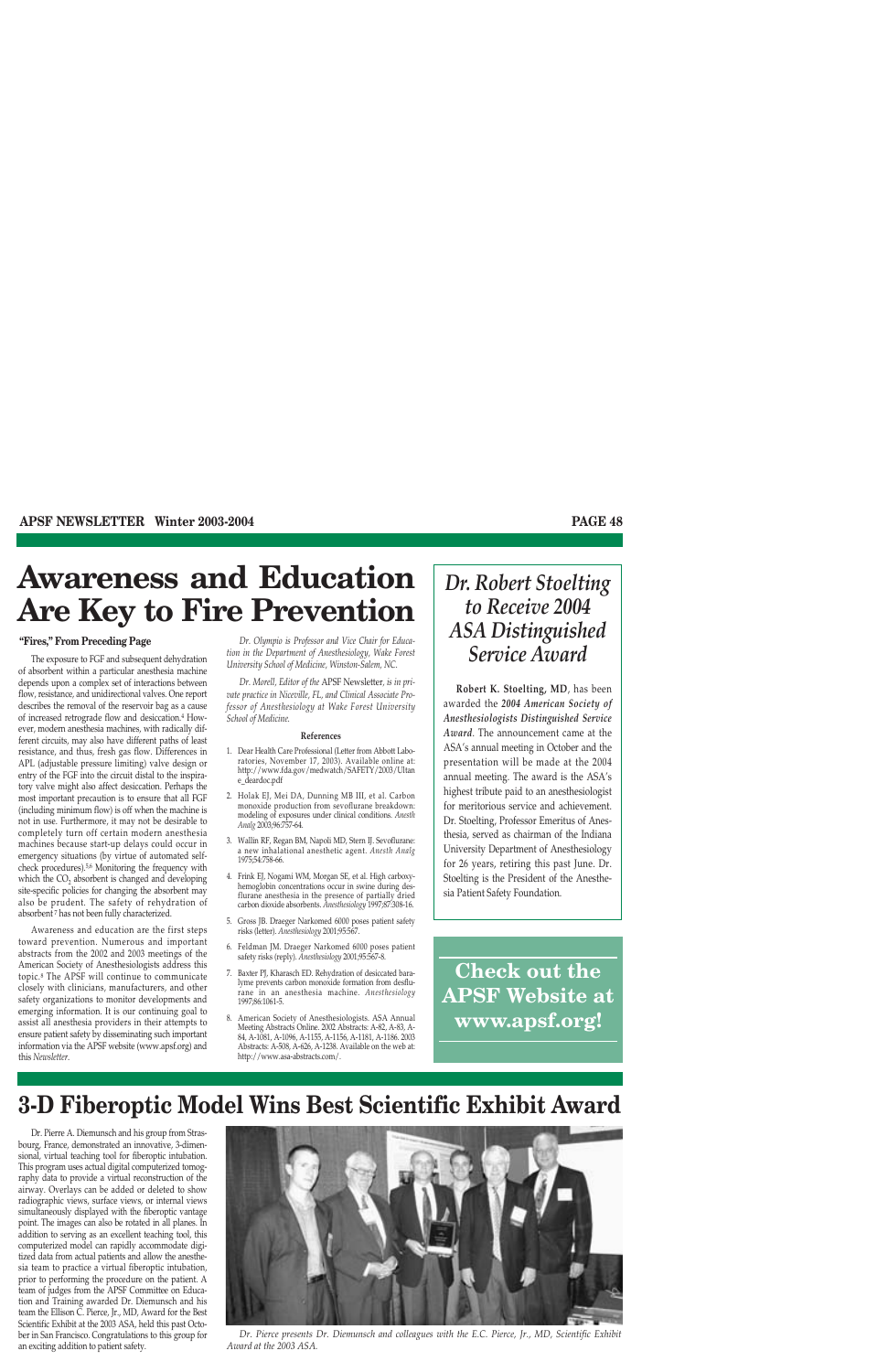# Awareness and Education Are Key to Fire Prevention

**"Fires," From Preceding Page**

The exposure to FGF and subsequent dehydration of absorbent within a particular anesthesia machine depends upon a complex set of interactions between flow, resistance, and unidirectional valves. One report describes the removal of the reservoir bag as a cause of increased retrograde flow and desiccation.[4] However, modern anesthesia machines, with radically different circuits, may also have different paths of least resistance, and thus, fresh gas flow. Differences in APL (adjustable pressure limiting) valve design or entry of the FGF into the circuit distal to the inspiratory valve might also affect desiccation. Perhaps the most important precaution is to ensure that all FGF (including minimum flow) is off when the machine is not in use. Furthermore, it may not be desirable to completely turn off certain modern anesthesia machines because start-up delays could occur in emergency situations (by virtue of automated self-check procedures).[5,6] Monitoring the frequency with which the $CO_2$ absorbent is changed and developing site-specific policies for changing the absorbent may also be prudent. The safety of rehydration of absorbent[7] has not been fully characterized.

Awareness and education are the first steps toward prevention. Numerous and important abstracts from the 2002 and 2003 meetings of the American Society of Anesthesiologists address this topic.[8] The APSF will continue to communicate closely with clinicians, manufacturers, and other safety organizations to monitor developments and emerging information. It is our continuing goal to assist all anesthesia providers in their attempts to ensure patient safety by disseminating such important information via the APSF website (www.apsf.org) and this *Newsletter*.

*Dr. Olympio is Professor and Vice Chair for Education in the Department of Anesthesiology, Wake Forest University School of Medicine, Winston-Salem, NC.*

*Dr. Morell, Editor of the* APSF Newsletter, *is in private practice in Niceville, FL, and Clinical Associate Professor of Anesthesiology at Wake Forest University School of Medicine.*

#### References

1. Dear Health Care Professional (Letter from Abbott Laboratories, November 17, 2003). Available online at: http://www.fda.gov/medwatch/SAFETY/2003/Ultane_deardoc.pdf
2. Holak EJ, Mei DA, Dunning MB III, et al. Carbon monoxide production from sevoflurane breakdown: modeling of exposures under clinical conditions. *Anesth Analg* 2003;96:757-64.
3. Wallin RF, Regan BM, Napoli MD, Stern IJ. Sevoflurane: a new inhalational anesthetic agent. *Anesth Analg* 1975;54:758-66.
4. Frink EJ, Nogami WM, Morgan SE, et al. High carboxyhemoglobin concentrations occur in swine during desflurane anesthesia in the presence of partially dried carbon dioxide absorbents. *Anesthesiology* 1997;87:308-16.
5. Gross JB. Draeger Narkomed 6000 poses patient safety risks (letter). *Anesthesiology* 2001;95:567.
6. Feldman JM. Draeger Narkomed 6000 poses patient safety risks (reply). *Anesthesiology* 2001;95:567-8.
7. Baxter PJ, Kharasch ED. Rehydration of desiccated baralyme prevents carbon monoxide formation from desflurane in an anesthesia machine. *Anesthesiology* 1997;86:1061-5.
8. American Society of Anesthesiologists. ASA Annual Meeting Abstracts Online. 2002 Abstracts: A-82, A-83, A-84, A-1081, A-1096, A-1155, A-1156, A-1181, A-1186. 2003 Abstracts: A-508, A-626, A-1238. Available on the web at: http://www.asa-abstracts.com/.

## *Dr. Robert Stoelting to Receive 2004 ASA Distinguished Service Award*

**Robert K. Stoelting, MD**, has been awarded the ***2004 American Society of Anesthesiologists Distinguished Service Award***. The announcement came at the ASA's annual meeting in October and the presentation will be made at the 2004 annual meeting. The award is the ASA's highest tribute paid to an anesthesiologist for meritorious service and achievement. Dr. Stoelting, Professor Emeritus of Anesthesia, served as chairman of the Indiana University Department of Anesthesiology for 26 years, retiring this past June. Dr. Stoelting is the President of the Anesthesia Patient Safety Foundation.

**Check out the APSF Website at www.apsf.org!**

# 3-D Fiberoptic Model Wins Best Scientific Exhibit Award

Dr. Pierre A. Diemunsch and his group from Strasbourg, France, demonstrated an innovative, 3-dimensional, virtual teaching tool for fiberoptic intubation. This program uses actual digital computerized tomography data to provide a virtual reconstruction of the airway. Overlays can be added or deleted to show radiographic views, surface views, or internal views simultaneously displayed with the fiberoptic vantage point. The images can also be rotated in all planes. In addition to serving as an excellent teaching tool, this computerized model can rapidly accommodate digitized data from actual patients and allow the anesthesia team to practice a virtual fiberoptic intubation, prior to performing the procedure on the patient. A team of judges from the APSF Committee on Education and Training awarded Dr. Diemunsch and his team the Ellison C. Pierce, Jr., MD, Award for the Best Scientific Exhibit at the 2003 ASA, held this past October in San Francisco. Congratulations to this group for an exciting addition to patient safety.

*Dr. Pierce presents Dr. Diemunsch and colleagues with the E.C. Pierce, Jr., MD, Scientific Exhibit Award at the 2003 ASA.*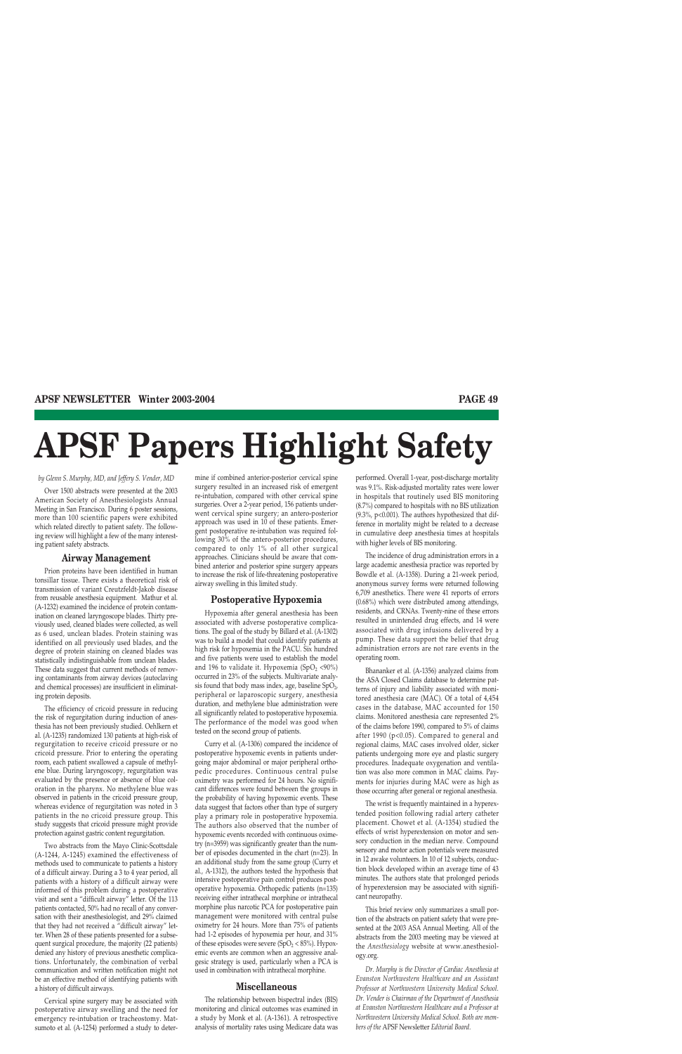# APSF Papers Highlight Safety

*by Glenn S. Murphy, MD, and Jeffery S. Vender, MD*

Over 1500 abstracts were presented at the 2003 American Society of Anesthesiologists Annual Meeting in San Francisco. During 6 poster sessions, more than 100 scientific papers were exhibited which related directly to patient safety. The following review will highlight a few of the many interesting patient safety abstracts.

## Airway Management

Prion proteins have been identified in human tonsillar tissue. There exists a theoretical risk of transmission of variant Creutzfeldt-Jakob disease from reusable anesthesia equipment. Mathur et al. (A-1232) examined the incidence of protein contamination on cleaned laryngoscope blades. Thirty previously used, cleaned blades were collected, as well as 6 used, unclean blades. Protein staining was identified on all previously used blades, and the degree of protein staining on cleaned blades was statistically indistinguishable from unclean blades. These data suggest that current methods of removing contaminants from airway devices (autoclaving and chemical processes) are insufficient in eliminating protein deposits.

The efficiency of cricoid pressure in reducing the risk of regurgitation during induction of anesthesia has not been previously studied. Oehlkern et al. (A-1235) randomized 130 patients at high-risk of regurgitation to receive cricoid pressure or no cricoid pressure. Prior to entering the operating room, each patient swallowed a capsule of methylene blue. During laryngoscopy, regurgitation was evaluated by the presence or absence of blue coloration in the pharynx. No methylene blue was observed in patients in the cricoid pressure group, whereas evidence of regurgitation was noted in 3 patients in the no cricoid pressure group. This study suggests that cricoid pressure might provide protection against gastric content regurgitation.

Two abstracts from the Mayo Clinic-Scottsdale (A-1244, A-1245) examined the effectiveness of methods used to communicate to patients a history of a difficult airway. During a 3 to 4 year period, all patients with a history of a difficult airway were informed of this problem during a postoperative visit and sent a "difficult airway" letter. Of the 113 patients contacted, 50% had no recall of any conversation with their anesthesiologist, and 29% claimed that they had not received a "difficult airway" letter. When 28 of these patients presented for a subsequent surgical procedure, the majority (22 patients) denied any history of previous anesthetic complications. Unfortunately, the combination of verbal communication and written notification might not be an effective method of identifying patients with a history of difficult airways.

Cervical spine surgery may be associated with postoperative airway swelling and the need for emergency re-intubation or tracheostomy. Matsumoto et al. (A-1254) performed a study to determine if combined anterior-posterior cervical spine surgery resulted in an increased risk of emergent re-intubation, compared with other cervical spine surgeries. Over a 2-year period, 156 patients underwent cervical spine surgery; an antero-posterior approach was used in 10 of these patients. Emergent postoperative re-intubation was required following 30% of the antero-posterior procedures, compared to only 1% of all other surgical approaches. Clinicians should be aware that combined anterior and posterior spine surgery appears to increase the risk of life-threatening postoperative airway swelling in this limited study.

## Postoperative Hypoxemia

Hypoxemia after general anesthesia has been associated with adverse postoperative complications. The goal of the study by Billard et al. (A-1302) was to build a model that could identify patients at high risk for hypoxemia in the PACU. Six hundred and five patients were used to establish the model and 196 to validate it. Hypoxemia ($SpO_2$ <90%) occurred in 23% of the subjects. Multivariate analysis found that body mass index, age, baseline $SpO_2$, peripheral or laparoscopic surgery, anesthesia duration, and methylene blue administration were all significantly related to postoperative hypoxemia. The performance of the model was good when tested on the second group of patients.

Curry et al. (A-1306) compared the incidence of postoperative hypoxemic events in patients undergoing major abdominal or major peripheral orthopedic procedures. Continuous central pulse oximetry was performed for 24 hours. No significant differences were found between the groups in the probability of having hypoxemic events. These data suggest that factors other than type of surgery play a primary role in postoperative hypoxemia. The authors also observed that the number of hypoxemic events recorded with continuous oximetry (n=3959) was significantly greater than the number of episodes documented in the chart (n=23). In an additional study from the same group (Curry et al., A-1312), the authors tested the hypothesis that intensive postoperative pain control produces postoperative hypoxemia. Orthopedic patients (n=135) receiving either intrathecal morphine or intrathecal morphine plus narcotic PCA for postoperative pain management were monitored with central pulse oximetry for 24 hours. More than 75% of patients had 1-2 episodes of hypoxemia per hour, and 31% of these episodes were severe ($SpO_2$ < 85%). Hypoxemic events are common when an aggressive analgesic strategy is used, particularly when a PCA is used in combination with intrathecal morphine.

## Miscellaneous

The relationship between bispectral index (BIS) monitoring and clinical outcomes was examined in a study by Monk et al. (A-1361). A retrospective analysis of mortality rates using Medicare data was performed. Overall 1-year, post-discharge mortality was 9.1%. Risk-adjusted mortality rates were lower in hospitals that routinely used BIS monitoring (8.7%) compared to hospitals with no BIS utilization (9.3%, p<0.001). The authors hypothesized that difference in mortality might be related to a decrease in cumulative deep anesthesia times at hospitals with higher levels of BIS monitoring.

The incidence of drug administration errors in a large academic anesthesia practice was reported by Bowdle et al. (A-1358). During a 21-week period, anonymous survey forms were returned following 6,709 anesthetics. There were 41 reports of errors (0.68%) which were distributed among attendings, residents, and CRNAs. Twenty-nine of these errors resulted in unintended drug effects, and 14 were associated with drug infusions delivered by a pump. These data support the belief that drug administration errors are not rare events in the operating room.

Bhananker et al. (A-1356) analyzed claims from the ASA Closed Claims database to determine patterns of injury and liability associated with monitored anesthesia care (MAC). Of a total of 4,454 cases in the database, MAC accounted for 150 claims. Monitored anesthesia care represented 2% of the claims before 1990, compared to 5% of claims after 1990 (p<0.05). Compared to general and regional claims, MAC cases involved older, sicker patients undergoing more eye and plastic surgery procedures. Inadequate oxygenation and ventilation was also more common in MAC claims. Payments for injuries during MAC were as high as those occurring after general or regional anesthesia.

The wrist is frequently maintained in a hyperextended position following radial artery catheter placement. Chowet et al. (A-1354) studied the effects of wrist hyperextension on motor and sensory conduction in the median nerve. Compound sensory and motor action potentials were measured in 12 awake volunteers. In 10 of 12 subjects, conduction block developed within an average time of 43 minutes. The authors state that prolonged periods of hyperextension may be associated with significant neuropathy.

This brief review only summarizes a small portion of the abstracts on patient safety that were presented at the 2003 ASA Annual Meeting. All of the abstracts from the 2003 meeting may be viewed at the *Anesthesiology* website at www.anesthesiology.org.

*Dr. Murphy is the Director of Cardiac Anesthesia at Evanston Northwestern Healthcare and an Assistant Professor at Northwestern University Medical School. Dr. Vender is Chairman of the Department of Anesthesia at Evanston Northwestern Healthcare and a Professor at Northwestern University Medical School. Both are members of the* APSF Newsletter *Editorial Board.*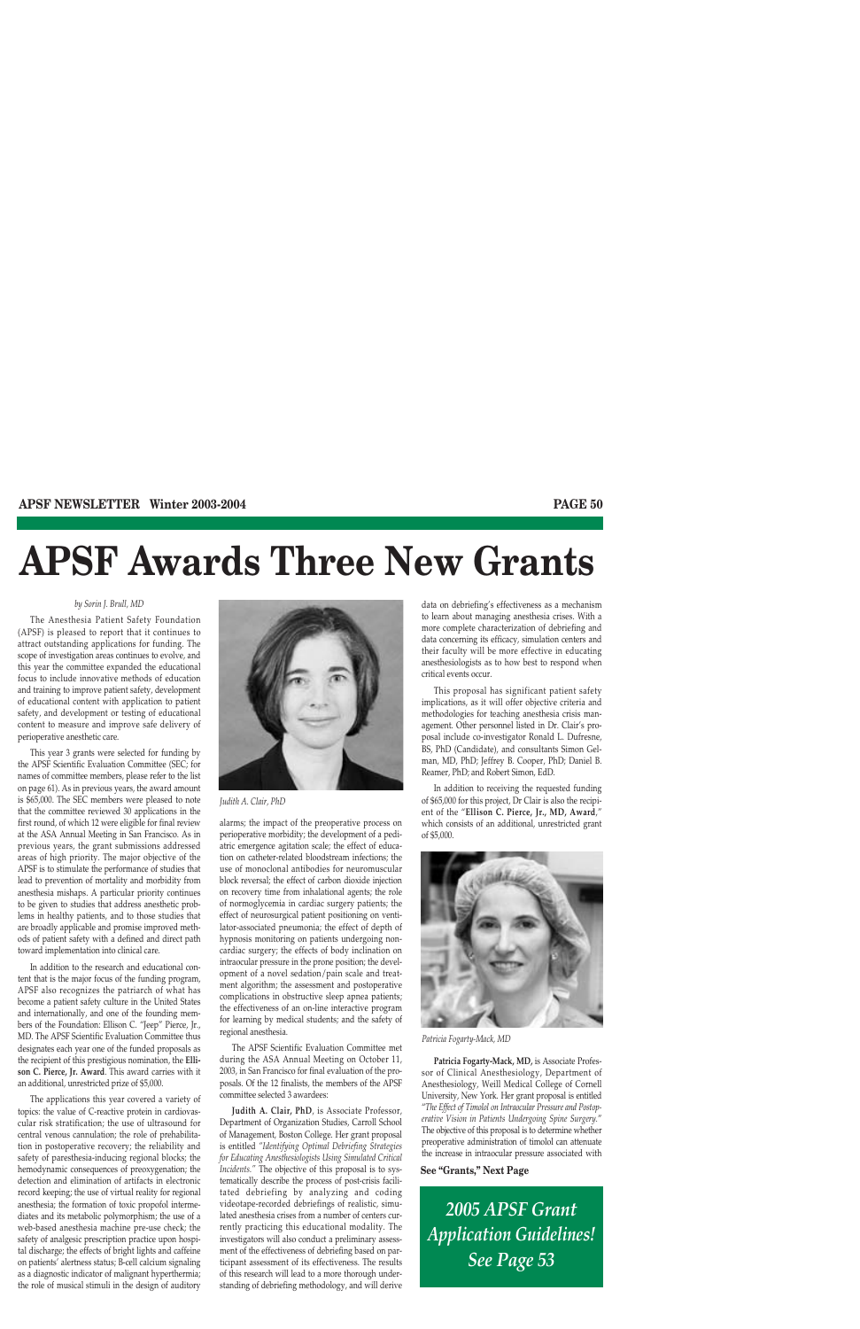# APSF Awards Three New Grants

*by Sorin J. Brull, MD*

The Anesthesia Patient Safety Foundation (APSF) is pleased to report that it continues to attract outstanding applications for funding. The scope of investigation areas continues to evolve, and this year the committee expanded the educational focus to include innovative methods of education and training to improve patient safety, development of educational content with application to patient safety, and development or testing of educational content to measure and improve safe delivery of perioperative anesthetic care.

This year 3 grants were selected for funding by the APSF Scientific Evaluation Committee (SEC; for names of committee members, please refer to the list on page 61). As in previous years, the award amount is $65,000. The SEC members were pleased to note that the committee reviewed 30 applications in the first round, of which 12 were eligible for final review at the ASA Annual Meeting in San Francisco. As in previous years, the grant submissions addressed areas of high priority. The major objective of the APSF is to stimulate the performance of studies that lead to prevention of mortality and morbidity from anesthesia mishaps. A particular priority continues to be given to studies that address anesthetic problems in healthy patients, and to those studies that are broadly applicable and promise improved methods of patient safety with a defined and direct path toward implementation into clinical care.

In addition to the research and educational content that is the major focus of the funding program, APSF also recognizes the patriarch of what has become a patient safety culture in the United States and internationally, and one of the founding members of the Foundation: Ellison C. "Jeep" Pierce, Jr., MD. The APSF Scientific Evaluation Committee thus designates each year one of the funded proposals as the recipient of this prestigious nomination, the **Ellison C. Pierce, Jr. Award**. This award carries with it an additional, unrestricted prize of $5,000.

The applications this year covered a variety of topics: the value of C-reactive protein in cardiovascular risk stratification; the use of ultrasound for central venous cannulation; the role of prehabilitation in postoperative recovery; the reliability and safety of paresthesia-inducing regional blocks; the hemodynamic consequences of preoxygenation; the detection and elimination of artifacts in electronic record keeping; the use of virtual reality for regional anesthesia; the formation of toxic propofol intermediates and its metabolic polymorphism; the use of a web-based anesthesia machine pre-use check; the safety of analgesic prescription practice upon hospital discharge; the effects of bright lights and caffeine on patients' alertness status; B-cell calcium signaling as a diagnostic indicator of malignant hyperthermia; the role of musical stimuli in the design of auditory alarms; the impact of the preoperative process on perioperative morbidity; the development of a pediatric emergence agitation scale; the effect of education on catheter-related bloodstream infections; the use of monoclonal antibodies for neuromuscular block reversal; the effect of carbon dioxide injection on recovery time from inhalational agents; the role of normoglycemia in cardiac surgery patients; the effect of neurosurgical patient positioning on ventilator-associated pneumonia; the effect of depth of hypnosis monitoring on patients undergoing noncardiac surgery; the effects of body inclination on intraocular pressure in the prone position; the development of a novel sedation/pain scale and treatment algorithm; the assessment and postoperative complications in obstructive sleep apnea patients; the effectiveness of an on-line interactive program for learning by medical students; and the safety of regional anesthesia.

*Judith A. Clair, PhD*

The APSF Scientific Evaluation Committee met during the ASA Annual Meeting on October 11, 2003, in San Francisco for final evaluation of the proposals. Of the 12 finalists, the members of the APSF committee selected 3 awardees:

**Judith A. Clair, PhD**, is Associate Professor, Department of Organization Studies, Carroll School of Management, Boston College. Her grant proposal is entitled *"Identifying Optimal Debriefing Strategies for Educating Anesthesiologists Using Simulated Critical Incidents."* The objective of this proposal is to systematically describe the process of post-crisis facilitated debriefing by analyzing and coding videotape-recorded debriefings of realistic, simulated anesthesia crises from a number of centers currently practicing this educational modality. The investigators will also conduct a preliminary assessment of the effectiveness of debriefing based on participant assessment of its effectiveness. The results of this research will lead to a more thorough understanding of debriefing methodology, and will derive data on debriefing's effectiveness as a mechanism to learn about managing anesthesia crises. With a more complete characterization of debriefing and data concerning its efficacy, simulation centers and their faculty will be more effective in educating anesthesiologists as to how best to respond when critical events occur.

This proposal has significant patient safety implications, as it will offer objective criteria and methodologies for teaching anesthesia crisis management. Other personnel listed in Dr. Clair's proposal include co-investigator Ronald L. Dufresne, BS, PhD (Candidate), and consultants Simon Gelman, MD, PhD; Jeffrey B. Cooper, PhD; Daniel B. Reamer, PhD; and Robert Simon, EdD.

In addition to receiving the requested funding of $65,000 for this project, Dr Clair is also the recipient of the "**Ellison C. Pierce, Jr., MD, Award**," which consists of an additional, unrestricted grant of $5,000.

*Patricia Fogarty-Mack, MD*

**Patricia Fogarty-Mack, MD,** is Associate Professor of Clinical Anesthesiology, Department of Anesthesiology, Weill Medical College of Cornell University, New York. Her grant proposal is entitled *"The Effect of Timolol on Intraocular Pressure and Postoperative Vision in Patients Undergoing Spine Surgery."* The objective of this proposal is to determine whether preoperative administration of timolol can attenuate the increase in intraocular pressure associated with

**See "Grants," Next Page**

***2005 APSF Grant Application Guidelines! See Page 53***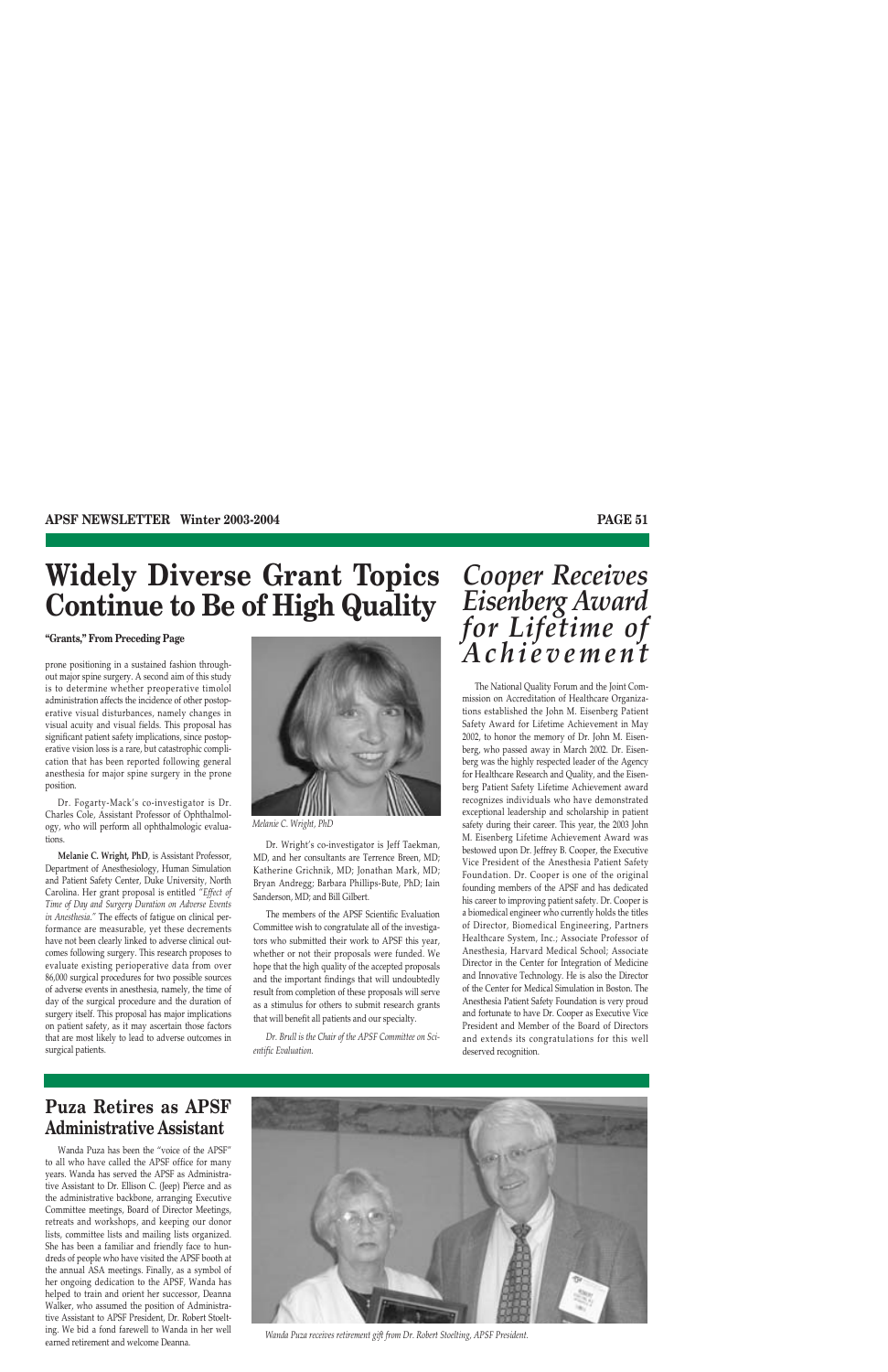# Widely Diverse Grant Topics Continue to Be of High Quality

**"Grants," From Preceding Page**

prone positioning in a sustained fashion throughout major spine surgery. A second aim of this study is to determine whether preoperative timolol administration affects the incidence of other postoperative visual disturbances, namely changes in visual acuity and visual fields. This proposal has significant patient safety implications, since postoperative vision loss is a rare, but catastrophic complication that has been reported following general anesthesia for major spine surgery in the prone position.

Dr. Fogarty-Mack's co-investigator is Dr. Charles Cole, Assistant Professor of Ophthalmology, who will perform all ophthalmologic evaluations.

**Melanie C. Wright, PhD**, is Assistant Professor, Department of Anesthesiology, Human Simulation and Patient Safety Center, Duke University, North Carolina. Her grant proposal is entitled *"Effect of Time of Day and Surgery Duration on Adverse Events in Anesthesia."* The effects of fatigue on clinical performance are measurable, yet these decrements have not been clearly linked to adverse clinical outcomes following surgery. This research proposes to evaluate existing perioperative data from over 86,000 surgical procedures for two possible sources of adverse events in anesthesia, namely, the time of day of the surgical procedure and the duration of surgery itself. This proposal has major implications on patient safety, as it may ascertain those factors that are most likely to lead to adverse outcomes in surgical patients.

*Melanie C. Wright, PhD*

Dr. Wright's co-investigator is Jeff Taekman, MD, and her consultants are Terrence Breen, MD; Katherine Grichnik, MD; Jonathan Mark, MD; Bryan Andregg; Barbara Phillips-Bute, PhD; Iain Sanderson, MD; and Bill Gilbert.

The members of the APSF Scientific Evaluation Committee wish to congratulate all of the investigators who submitted their work to APSF this year, whether or not their proposals were funded. We hope that the high quality of the accepted proposals and the important findings that will undoubtedly result from completion of these proposals will serve as a stimulus for others to submit research grants that will benefit all patients and our specialty.

*Dr. Brull is the Chair of the APSF Committee on Scientific Evaluation.*

# *Cooper Receives Eisenberg Award for Lifetime of Achievement*

The National Quality Forum and the Joint Commission on Accreditation of Healthcare Organizations established the John M. Eisenberg Patient Safety Award for Lifetime Achievement in May 2002, to honor the memory of Dr. John M. Eisenberg, who passed away in March 2002. Dr. Eisenberg was the highly respected leader of the Agency for Healthcare Research and Quality, and the Eisenberg Patient Safety Lifetime Achievement award recognizes individuals who have demonstrated exceptional leadership and scholarship in patient safety during their career. This year, the 2003 John M. Eisenberg Lifetime Achievement Award was bestowed upon Dr. Jeffrey B. Cooper, the Executive Vice President of the Anesthesia Patient Safety Foundation. Dr. Cooper is one of the original founding members of the APSF and has dedicated his career to improving patient safety. Dr. Cooper is a biomedical engineer who currently holds the titles of Director, Biomedical Engineering, Partners Healthcare System, Inc.; Associate Professor of Anesthesia, Harvard Medical School; Associate Director in the Center for Integration of Medicine and Innovative Technology. He is also the Director of the Center for Medical Simulation in Boston. The Anesthesia Patient Safety Foundation is very proud and fortunate to have Dr. Cooper as Executive Vice President and Member of the Board of Directors and extends its congratulations for this well deserved recognition.

## Puza Retires as APSF Administrative Assistant

Wanda Puza has been the "voice of the APSF" to all who have called the APSF office for many years. Wanda has served the APSF as Administrative Assistant to Dr. Ellison C. (Jeep) Pierce and as the administrative backbone, arranging Executive Committee meetings, Board of Director Meetings, retreats and workshops, and keeping our donor lists, committee lists and mailing lists organized. She has been a familiar and friendly face to hundreds of people who have visited the APSF booth at the annual ASA meetings. Finally, as a symbol of her ongoing dedication to the APSF, Wanda has helped to train and orient her successor, Deanna Walker, who assumed the position of Administrative Assistant to APSF President, Dr. Robert Stoelting. We bid a fond farewell to Wanda in her well earned retirement and welcome Deanna.

*Wanda Puza receives retirement gift from Dr. Robert Stoelting, APSF President.*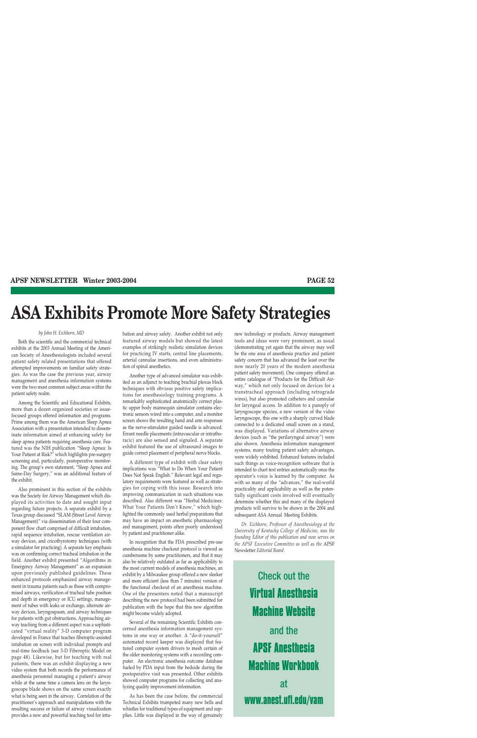# ASA Exhibits Promote More Safety Strategies

*by John H. Eichhorn, MD*

Both the scientific and the commercial technical exhibits at the 2003 Annual Meeting of the American Society of Anesthesiologists included several patient safety related presentations that offered attempted improvements on familiar safety strategies. As was the case the previous year, airway management and anesthesia information systems were the two most common subject areas within the patient safety realm.

Among the Scientific and Educational Exhibits, more than a dozen organized societies or issue-focused groups offered information and programs. Prime among them was the American Sleep Apnea Association with a presentation intended to disseminate information aimed at enhancing safety for sleep apnea patients requiring anesthesia care. Featured was the NIH publication "Sleep Apnea: Is Your Patient at Risk?" which highlights pre-surgery screening and, particularly, postoperative monitoring. The group's own statement, "Sleep Apnea and Same-Day Surgery," was an additional feature of the exhibit.

Also prominent in this section of the exhibits was the Society for Airway Management which displayed its activities to date and sought input regarding future projects. A separate exhibit by a Texas group discussed "SLAM (Street Level Airway Management)" via dissemination of their four component flow chart comprised of difficult intubation, rapid sequence intubation, rescue ventilation airway devices, and cricothyrotomy techniques (with a simulator for practicing). A separate key emphasis was on confirming correct tracheal intubation in the field. Another exhibit presented "Algorithms in Emergency Airway Management" as an expansion upon previously published guidelines. These enhanced protocols emphasized airway management in trauma patients such as those with compromised airways, verification of tracheal tube position and depth in emergency or ICU settings, management of tubes with leaks or exchange, alternate airway devices, laryngospasm, and airway techniques for patients with gut obstructions. Approaching airway teaching from a different aspect was a sophisticated "virtual reality" 3-D computer program developed in France that teaches fiberoptic-assisted intubation on screen with individual prompts and real-time feedback (see 3-D Fiberoptic Model on page 48). Likewise, but for teaching with real patients, there was an exhibit displaying a new video system that both records the performance of anesthesia personnel managing a patient's airway while at the same time a camera lens on the laryngoscope blade shows on the same screen exactly what is being seen in the airway. Correlation of the practitioner's approach and manipulations with the resulting success or failure of airway visualization provides a new and powerful teaching tool for intubation and airway safety. Another exhibit not only featured airway models but showed the latest examples of strikingly realistic simulation devices for practicing IV starts, central line placements, arterial cannulae insertions, and even administration of spinal anesthetics.

Another type of advanced simulator was exhibited as an adjunct to teaching brachial plexus block techniques with obvious positive safety implications for anesthesiology training programs. A remarkably sophisticated anatomically correct plastic upper body mannequin simulator contains electronic sensors wired into a computer, and a monitor screen shows the resulting hand and arm responses as the nerve-stimulator guided needle is advanced. Errant needle placements (intravascular or intrathoracic) are also sensed and signaled. A separate exhibit featured the use of ultrasound images to guide correct placement of peripheral nerve blocks.

A different type of exhibit with clear safety implications was "What to Do When Your Patient Does Not Speak English." Relevant legal and regulatory requirements were featured as well as strategies for coping with this issue. Research into improving communication in such situations was described. Also different was "Herbal Medicines: What Your Patients Don't Know," which highlighted the commonly used herbal preparations that may have an impact on anesthetic pharmacology and management, points often poorly understood by patient and practitioner alike.

In recognition that the FDA prescribed pre-use anesthesia machine checkout protocol is viewed as cumbersome by some practitioners, and that it may also be relatively outdated as far as applicability to the most current models of anesthesia machines, an exhibit by a Milwaukee group offered a new sleeker and more efficient (less than 7 minutes) version of the functional checkout of an anesthesia machine. One of the presenters noted that a manuscript describing the new protocol had been submitted for publication with the hope that this new algorithm might become widely adopted.

Several of the remaining Scientific Exhibits concerned anesthesia information management systems in one way or another. A "do-it-yourself" automated record keeper was displayed that featured computer system drivers to mesh certain of the older monitoring systems with a recording computer. An electronic anesthesia outcome database fueled by PDA input from the bedside during the postoperative visit was presented. Other exhibits showed computer programs for collecting and analyzing quality improvement information.

As has been the case before, the commercial Technical Exhibits trumpeted many new bells and whistles for traditional types of equipment and supplies. Little was displayed in the way of genuinely new technology or products. Airway management tools and ideas were very prominent, as usual (demonstrating yet again that the airway may well be the one area of anesthesia practice and patient safety concern that has advanced the least over the now nearly 20 years of the modern anesthesia patient safety movement). One company offered an entire catalogue of "Products for the Difficult Airway," which not only focused on devices for a transtracheal approach (including retrograde wires), but also promoted catheters and cannulae for laryngeal access. In addition to a panoply of laryngoscope species, a new version of the video laryngoscope, this one with a sharply curved blade connected to a dedicated small screen on a stand, was displayed. Variations of alternative airway devices (such as "the perilaryngeal airway") were also shown. Anesthesia information management systems, many touting patient safety advantages, were widely exhibited. Enhanced features included such things as voice-recognition software that is intended to chart text entries automatically once the operator's voice is learned by the computer. As with so many of the "advances," the real-world practicality and applicability as well as the potentially significant costs involved will eventually determine whether this and many of the displayed products will survive to be shown in the 2004 and subsequent ASA Annual Meeting Exhibits.

*Dr. Eichhorn, Professor of Anesthesiology at the University of Kentucky College of Medicine, was the founding Editor of this publication and now serves on the APSF Executive Committee as well as the* APSF Newsletter *Editorial Board.*

Check out the **Virtual Anesthesia Machine Website** and the **APSF Anesthesia Machine Workbook** at **www.anest.ufl.edu/vam**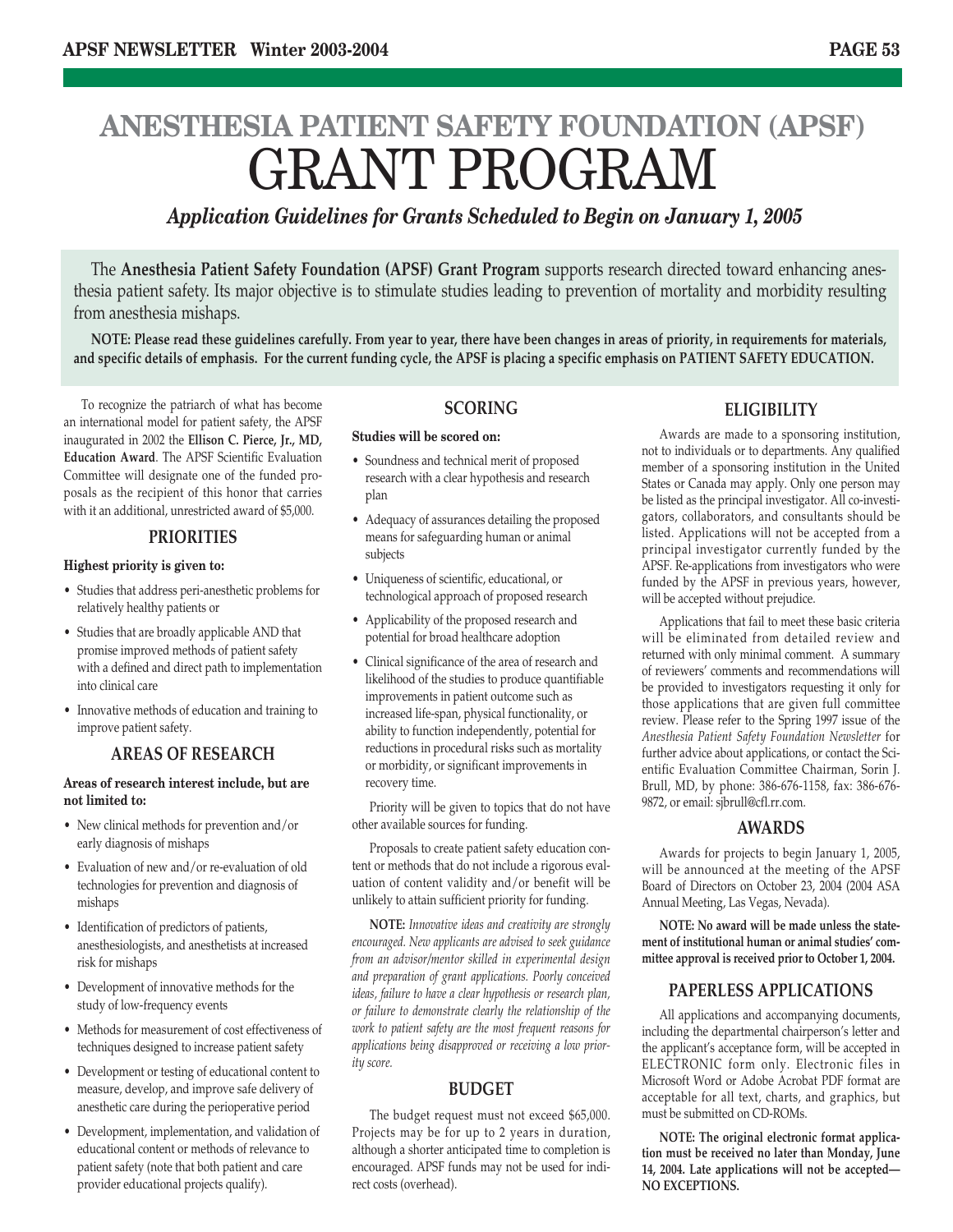# ANESTHESIA PATIENT SAFETY FOUNDATION (APSF)

# GRANT PROGRAM

***Application Guidelines for Grants Scheduled to Begin on January 1, 2005***

The **Anesthesia Patient Safety Foundation (APSF) Grant Program** supports research directed toward enhancing anesthesia patient safety. Its major objective is to stimulate studies leading to prevention of mortality and morbidity resulting from anesthesia mishaps.

**NOTE: Please read these guidelines carefully. From year to year, there have been changes in areas of priority, in requirements for materials, and specific details of emphasis. For the current funding cycle, the APSF is placing a specific emphasis on PATIENT SAFETY EDUCATION.**

To recognize the patriarch of what has become an international model for patient safety, the APSF inaugurated in 2002 the **Ellison C. Pierce, Jr., MD, Education Award**. The APSF Scientific Evaluation Committee will designate one of the funded proposals as the recipient of this honor that carries with it an additional, unrestricted award of $5,000.

## PRIORITIES

**Highest priority is given to:**

- Studies that address peri-anesthetic problems for relatively healthy patients or
- Studies that are broadly applicable AND that promise improved methods of patient safety with a defined and direct path to implementation into clinical care
- Innovative methods of education and training to improve patient safety.

## AREAS OF RESEARCH

**Areas of research interest include, but are not limited to:**

- New clinical methods for prevention and/or early diagnosis of mishaps
- Evaluation of new and/or re-evaluation of old technologies for prevention and diagnosis of mishaps
- Identification of predictors of patients, anesthesiologists, and anesthetists at increased risk for mishaps
- Development of innovative methods for the study of low-frequency events
- Methods for measurement of cost effectiveness of techniques designed to increase patient safety
- Development or testing of educational content to measure, develop, and improve safe delivery of anesthetic care during the perioperative period
- Development, implementation, and validation of educational content or methods of relevance to patient safety (note that both patient and care provider educational projects qualify).

## SCORING

**Studies will be scored on:**

- Soundness and technical merit of proposed research with a clear hypothesis and research plan
- Adequacy of assurances detailing the proposed means for safeguarding human or animal subjects
- Uniqueness of scientific, educational, or technological approach of proposed research
- Applicability of the proposed research and potential for broad healthcare adoption
- Clinical significance of the area of research and likelihood of the studies to produce quantifiable improvements in patient outcome such as increased life-span, physical functionality, or ability to function independently, potential for reductions in procedural risks such as mortality or morbidity, or significant improvements in recovery time.

Priority will be given to topics that do not have other available sources for funding.

Proposals to create patient safety education content or methods that do not include a rigorous evaluation of content validity and/or benefit will be unlikely to attain sufficient priority for funding.

**NOTE:** *Innovative ideas and creativity are strongly encouraged. New applicants are advised to seek guidance from an advisor/mentor skilled in experimental design and preparation of grant applications. Poorly conceived ideas, failure to have a clear hypothesis or research plan, or failure to demonstrate clearly the relationship of the work to patient safety are the most frequent reasons for applications being disapproved or receiving a low priority score.*

## BUDGET

The budget request must not exceed $65,000. Projects may be for up to 2 years in duration, although a shorter anticipated time to completion is encouraged. APSF funds may not be used for indirect costs (overhead).

## ELIGIBILITY

Awards are made to a sponsoring institution, not to individuals or to departments. Any qualified member of a sponsoring institution in the United States or Canada may apply. Only one person may be listed as the principal investigator. All co-investigators, collaborators, and consultants should be listed. Applications will not be accepted from a principal investigator currently funded by the APSF. Re-applications from investigators who were funded by the APSF in previous years, however, will be accepted without prejudice.

Applications that fail to meet these basic criteria will be eliminated from detailed review and returned with only minimal comment. A summary of reviewers' comments and recommendations will be provided to investigators requesting it only for those applications that are given full committee review. Please refer to the Spring 1997 issue of the *Anesthesia Patient Safety Foundation Newsletter* for further advice about applications, or contact the Scientific Evaluation Committee Chairman, Sorin J. Brull, MD, by phone: 386-676-1158, fax: 386-676-9872, or email: sjbrull@cfl.rr.com.

## AWARDS

Awards for projects to begin January 1, 2005, will be announced at the meeting of the APSF Board of Directors on October 23, 2004 (2004 ASA Annual Meeting, Las Vegas, Nevada).

**NOTE: No award will be made unless the statement of institutional human or animal studies' committee approval is received prior to October 1, 2004.**

## PAPERLESS APPLICATIONS

All applications and accompanying documents, including the departmental chairperson's letter and the applicant's acceptance form, will be accepted in ELECTRONIC form only. Electronic files in Microsoft Word or Adobe Acrobat PDF format are acceptable for all text, charts, and graphics, but must be submitted on CD-ROMs.

**NOTE: The original electronic format application must be received no later than Monday, June 14, 2004. Late applications will not be accepted—NO EXCEPTIONS.**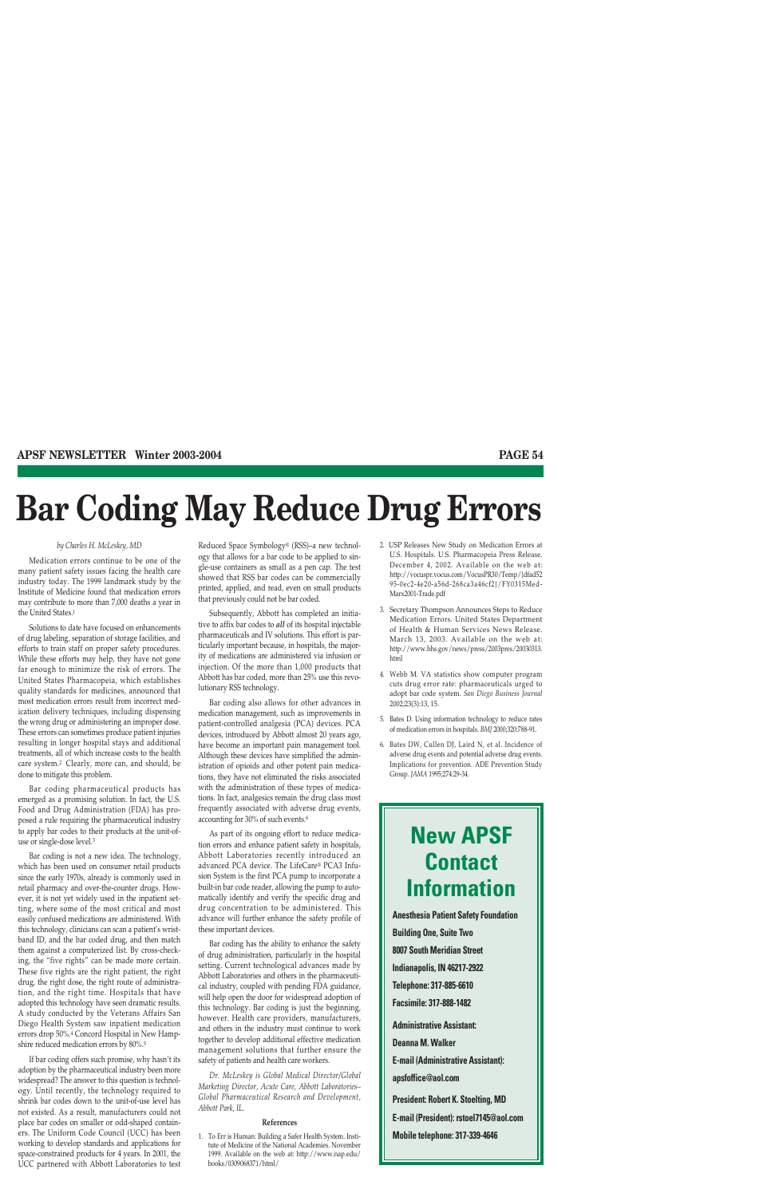# Bar Coding May Reduce Drug Errors

*by Charles H. McLeskey, MD*

Medication errors continue to be one of the many patient safety issues facing the health care industry today. The 1999 landmark study by the Institute of Medicine found that medication errors may contribute to more than 7,000 deaths a year in the United States.[1]

Solutions to date have focused on enhancements of drug labeling, separation of storage facilities, and efforts to train staff on proper safety procedures. While these efforts may help, they have not gone far enough to minimize the risk of errors. The United States Pharmacopeia, which establishes quality standards for medicines, announced that most medication errors result from incorrect medication delivery techniques, including dispensing the wrong drug or administering an improper dose. These errors can sometimes produce patient injuries resulting in longer hospital stays and additional treatments, all of which increase costs to the health care system.[2] Clearly, more can, and should, be done to mitigate this problem.

Bar coding pharmaceutical products has emerged as a promising solution. In fact, the U.S. Food and Drug Administration (FDA) has proposed a rule requiring the pharmaceutical industry to apply bar codes to their products at the unit-of-use or single-dose level.[3]

Bar coding is not a new idea. The technology, which has been used on consumer retail products since the early 1970s, already is commonly used in retail pharmacy and over-the-counter drugs. However, it is not yet widely used in the inpatient setting, where some of the most critical and most easily confused medications are administered. With this technology, clinicians can scan a patient's wristband ID, and the bar coded drug, and then match them against a computerized list. By cross-checking, the "five rights" can be made more certain. These five rights are the right patient, the right drug, the right dose, the right route of administration, and the right time. Hospitals that have adopted this technology have seen dramatic results. A study conducted by the Veterans Affairs San Diego Health System saw inpatient medication errors drop 50%.[4] Concord Hospital in New Hampshire reduced medication errors by 80%.[5]

If bar coding offers such promise, why hasn't its adoption by the pharmaceutical industry been more widespread? The answer to this question is technology. Until recently, the technology required to shrink bar codes down to the unit-of-use level has not existed. As a result, manufacturers could not place bar codes on smaller or odd-shaped containers. The Uniform Code Council (UCC) has been working to develop standards and applications for space-constrained products for 4 years. In 2001, the UCC partnered with Abbott Laboratories to test Reduced Space Symbology® (RSS)–a new technology that allows for a bar code to be applied to single-use containers as small as a pen cap. The test showed that RSS bar codes can be commercially printed, applied, and read, even on small products that previously could not be bar coded.

Subsequently, Abbott has completed an initiative to affix bar codes to *all* of its hospital injectable pharmaceuticals and IV solutions. This effort is particularly important because, in hospitals, the majority of medications are administered via infusion or injection. Of the more than 1,000 products that Abbott has bar coded, more than 25% use this revolutionary RSS technology.

Bar coding also allows for other advances in medication management, such as improvements in patient-controlled analgesia (PCA) devices. PCA devices, introduced by Abbott almost 20 years ago, have become an important pain management tool. Although these devices have simplified the administration of opioids and other potent pain medications, they have not eliminated the risks associated with the administration of these types of medications. In fact, analgesics remain the drug class most frequently associated with adverse drug events, accounting for 30% of such events.[6]

As part of its ongoing effort to reduce medication errors and enhance patient safety in hospitals, Abbott Laboratories recently introduced an advanced PCA device. The LifeCare® PCA3 Infusion System is the first PCA pump to incorporate a built-in bar code reader, allowing the pump to automatically identify and verify the specific drug and drug concentration to be administered. This innovation should further enhance the safety profile of these important devices.

Bar coding has the ability to enhance the safety of drug administration, particularly in the hospital setting. Current technological advances made by Abbott Laboratories and others in the pharmaceutical industry, coupled with pending FDA guidance, will help open the door for widespread adoption of this technology. Bar coding is just the beginning, however. Health care providers, manufacturers, and others in the industry must continue to work together to develop additional effective medication management solutions that further ensure the safety of patients and health care workers.

*Dr. McLeskey is Global Medical Director/Global Marketing Director, Acute Care, Abbott Laboratories–Global Pharmaceutical Research and Development, Abbott Park, IL.*

### References

1. To Err is Human: Building a Safer Health System. Institute of Medicine of the National Academies. November 1999. Available on the web at: http://www.nap.edu/books/0309068371/html/
2. USP Releases New Study on Medication Errors at U.S. Hospitals. U.S. Pharmacopeia Press Release. December 4, 2002. Available on the web at: http://vocuspr.vocus.com/VocusPR30/Temp/{dfad5295-0ec2-4e20-a56d-268ca3a46cf2}/FY0315Med-Marx2001-Trade.pdf
3. Secretary Thompson Announces Steps to Reduce Medication Errors. United States Department of Health & Human Services News Release. March 13, 2003. Available on the web at: http://www.hhs.gov/news/press/2003pres/20030313.html
4. Webb M. VA statistics show computer program cuts drug error rate: pharmaceuticals urged to adopt bar code system. *San Diego Business Journal* 2002;23(3):13, 15.
5. Bates D. Using information technology to reduce rates of medication errors in hospitals. *BMJ* 2000;320:788-91.
6. Bates DW, Cullen DJ, Laird N, et al. Incidence of adverse drug events and potential adverse drug events. Implications for prevention. ADE Prevention Study Group. *JAMA* 1995;274:29-34.

## New APSF Contact Information

**Anesthesia Patient Safety Foundation**

**Building One, Suite Two**

**8007 South Meridian Street**

**Indianapolis, IN 46217-2922**

**Telephone: 317-885-6610**

**Facsimile: 317-888-1482**

**Administrative Assistant:**

**Deanna M. Walker**

**E-mail (Administrative Assistant):**

**apsfoffice@aol.com**

**President: Robert K. Stoelting, MD**

**E-mail (President): rstoel7145@aol.com**

**Mobile telephone: 317-339-4646**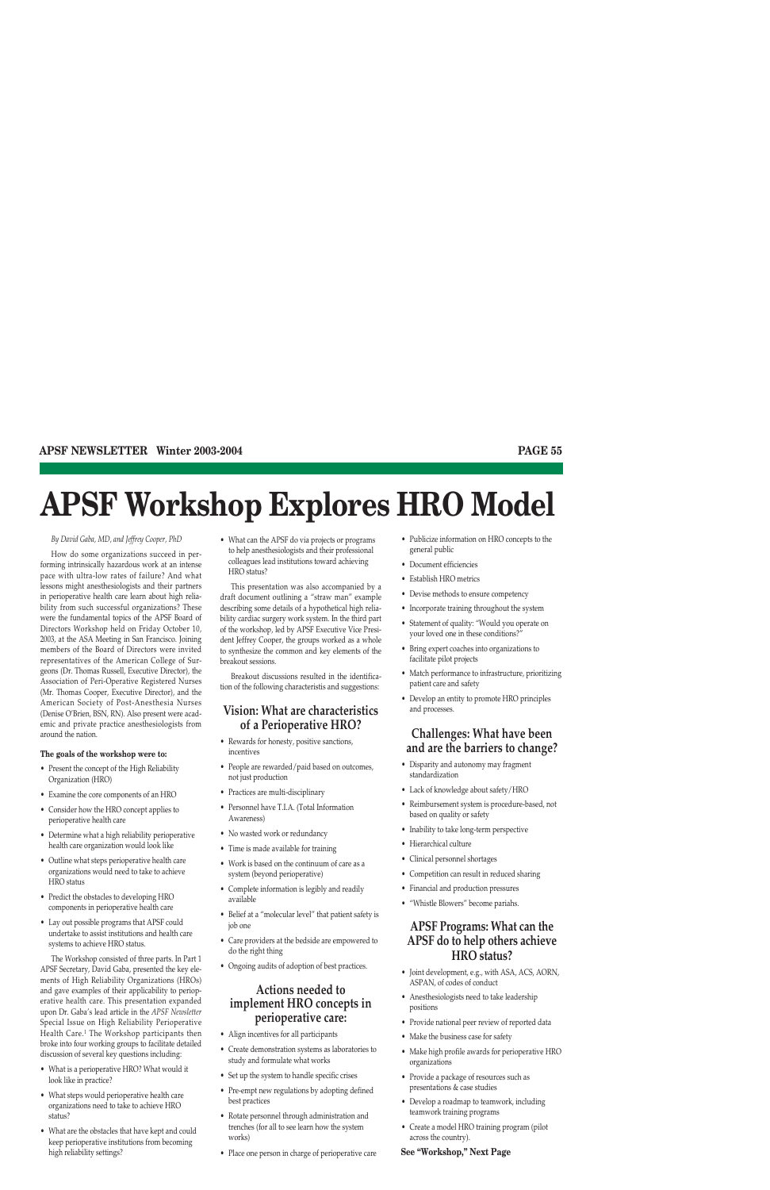# APSF Workshop Explores HRO Model

*By David Gaba, MD, and Jeffrey Cooper, PhD*

How do some organizations succeed in performing intrinsically hazardous work at an intense pace with ultra-low rates of failure? And what lessons might anesthesiologists and their partners in perioperative health care learn about high reliability from such successful organizations? These were the fundamental topics of the APSF Board of Directors Workshop held on Friday October 10, 2003, at the ASA Meeting in San Francisco. Joining members of the Board of Directors were invited representatives of the American College of Surgeons (Dr. Thomas Russell, Executive Director), the Association of Peri-Operative Registered Nurses (Mr. Thomas Cooper, Executive Director), and the American Society of Post-Anesthesia Nurses (Denise O'Brien, BSN, RN). Also present were academic and private practice anesthesiologists from around the nation.

**The goals of the workshop were to:**

- Present the concept of the High Reliability Organization (HRO)
- Examine the core components of an HRO
- Consider how the HRO concept applies to perioperative health care
- Determine what a high reliability perioperative health care organization would look like
- Outline what steps perioperative health care organizations would need to take to achieve HRO status
- Predict the obstacles to developing HRO components in perioperative health care
- Lay out possible programs that APSF could undertake to assist institutions and health care systems to achieve HRO status.

The Workshop consisted of three parts. In Part 1 APSF Secretary, David Gaba, presented the key elements of High Reliability Organizations (HROs) and gave examples of their applicability to perioperative health care. This presentation expanded upon Dr. Gaba's lead article in the *APSF Newsletter* Special Issue on High Reliability Perioperative Health Care.[1] The Workshop participants then broke into four working groups to facilitate detailed discussion of several key questions including:

- What is a perioperative HRO? What would it look like in practice?
- What steps would perioperative health care organizations need to take to achieve HRO status?
- What are the obstacles that have kept and could keep perioperative institutions from becoming high reliability settings?
- What can the APSF do via projects or programs to help anesthesiologists and their professional colleagues lead institutions toward achieving HRO status?

This presentation was also accompanied by a draft document outlining a "straw man" example describing some details of a hypothetical high reliability cardiac surgery work system. In the third part of the workshop, led by APSF Executive Vice President Jeffrey Cooper, the groups worked as a whole to synthesize the common and key elements of the breakout sessions.

Breakout discussions resulted in the identification of the following characteristis and suggestions:

## Vision: What are characteristics of a Perioperative HRO?

- Rewards for honesty, positive sanctions, incentives
- People are rewarded/paid based on outcomes, not just production
- Practices are multi-disciplinary
- Personnel have T.I.A. (Total Information Awareness)
- No wasted work or redundancy
- Time is made available for training
- Work is based on the continuum of care as a system (beyond perioperative)
- Complete information is legibly and readily available
- Belief at a "molecular level" that patient safety is job one
- Care providers at the bedside are empowered to do the right thing
- Ongoing audits of adoption of best practices.

## Actions needed to implement HRO concepts in perioperative care:

- Align incentives for all participants
- Create demonstration systems as laboratories to study and formulate what works
- Set up the system to handle specific crises
- Pre-empt new regulations by adopting defined best practices
- Rotate personnel through administration and trenches (for all to see learn how the system works)
- Place one person in charge of perioperative care
- Publicize information on HRO concepts to the general public
- Document efficiencies
- Establish HRO metrics
- Devise methods to ensure competency
- Incorporate training throughout the system
- Statement of quality: "Would you operate on your loved one in these conditions?"
- Bring expert coaches into organizations to facilitate pilot projects
- Match performance to infrastructure, prioritizing patient care and safety
- Develop an entity to promote HRO principles and processes.

## Challenges: What have been and are the barriers to change?

- Disparity and autonomy may fragment standardization
- Lack of knowledge about safety/HRO
- Reimbursement system is procedure-based, not based on quality or safety
- Inability to take long-term perspective
- Hierarchical culture
- Clinical personnel shortages
- Competition can result in reduced sharing
- Financial and production pressures
- "Whistle Blowers" become pariahs.

## APSF Programs: What can the APSF do to help others achieve HRO status?

- Joint development, e.g., with ASA, ACS, AORN, ASPAN, of codes of conduct
- Anesthesiologists need to take leadership positions
- Provide national peer review of reported data
- Make the business case for safety
- Make high profile awards for perioperative HRO organizations
- Provide a package of resources such as presentations & case studies
- Develop a roadmap to teamwork, including teamwork training programs
- Create a model HRO training program (pilot across the country).

**See "Workshop," Next Page**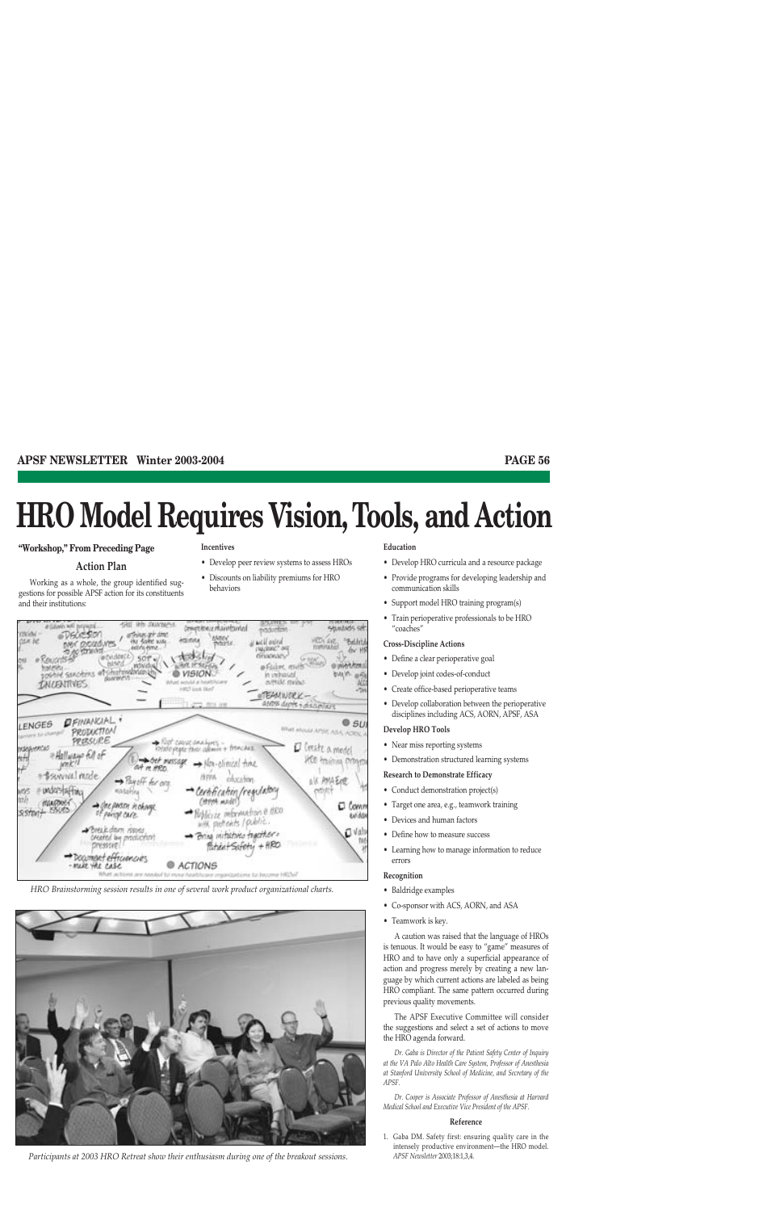# HRO Model Requires Vision, Tools, and Action

**"Workshop," From Preceding Page**

## Action Plan

Working as a whole, the group identified suggestions for possible APSF action for its constituents and their institutions:

*HRO Brainstorming session results in one of several work product organizational charts.*

*Participants at 2003 HRO Retreat show their enthusiasm during one of the breakout sessions.*

**Incentives**

- Develop peer review systems to assess HROs
- Discounts on liability premiums for HRO behaviors

**Education**

- Develop HRO curricula and a resource package
- Provide programs for developing leadership and communication skills
- Support model HRO training program(s)
- Train perioperative professionals to be HRO "coaches"

**Cross-Discipline Actions**

- Define a clear perioperative goal
- Develop joint codes-of-conduct
- Create office-based perioperative teams
- Develop collaboration between the perioperative disciplines including ACS, AORN, APSF, ASA

**Develop HRO Tools**

- Near miss reporting systems
- Demonstration structured learning systems

**Research to Demonstrate Efficacy**

- Conduct demonstration project(s)
- Target one area, e.g., teamwork training
- Devices and human factors
- Define how to measure success
- Learning how to manage information to reduce errors

**Recognition**

- Baldridge examples
- Co-sponsor with ACS, AORN, and ASA
- Teamwork is key.

A caution was raised that the language of HROs is tenuous. It would be easy to "game" measures of HRO and to have only a superficial appearance of action and progress merely by creating a new language by which current actions are labeled as being HRO compliant. The same pattern occurred during previous quality movements.

The APSF Executive Committee will consider the suggestions and select a set of actions to move the HRO agenda forward.

*Dr. Gaba is Director of the Patient Safety Center of Inquiry at the VA Palo Alto Health Care System, Professor of Anesthesia at Stanford University School of Medicine, and Secretary of the APSF.*

*Dr. Cooper is Associate Professor of Anesthesia at Harvard Medical School and Executive Vice President of the APSF.*

### Reference

1. Gaba DM. Safety first: ensuring quality care in the intensely productive environment—the HRO model. *APSF Newsletter* 2003;18:1,3,4.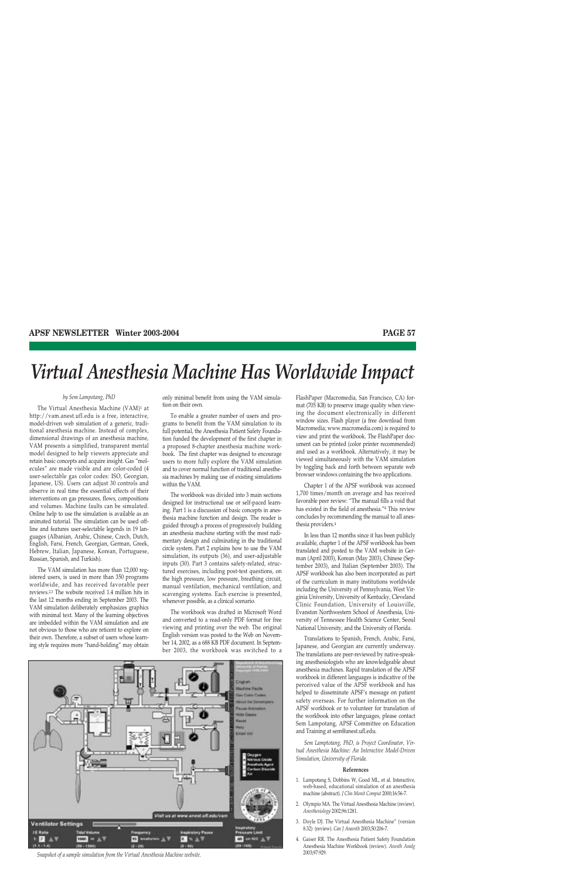# Virtual Anesthesia Machine Has Worldwide Impact

*by Sem Lampotang, PhD*

The Virtual Anesthesia Machine (VAM)[1] at http://vam.anest.ufl.edu is a free, interactive, model-driven web simulation of a generic, traditional anesthesia machine. Instead of complex, dimensional drawings of an anesthesia machine, VAM presents a simplified, transparent mental model designed to help viewers appreciate and retain basic concepts and acquire insight. Gas "molecules" are made visible and are color-coded (4 user-selectable gas color codes: ISO, Georgian, Japanese, US). Users can adjust 30 controls and observe in real time the essential effects of their interventions on gas pressures, flows, compositions and volumes. Machine faults can be simulated. Online help to use the simulation is available as an animated tutorial. The simulation can be used offline and features user-selectable legends in 19 languages (Albanian, Arabic, Chinese, Czech, Dutch, English, Farsi, French, Georgian, German, Greek, Hebrew, Italian, Japanese, Korean, Portuguese, Russian, Spanish, and Turkish).

The VAM simulation has more than 12,000 registered users, is used in more than 350 programs worldwide, and has received favorable peer reviews.[2,3] The website received 1.4 million hits in the last 12 months ending in September 2003. The VAM simulation deliberately emphasizes graphics with minimal text. Many of the learning objectives are imbedded within the VAM simulation and are not obvious to those who are reticent to explore on their own. Therefore, a subset of users whose learning style requires more "hand-holding" may obtain only minimal benefit from using the VAM simulation on their own.

To enable a greater number of users and programs to benefit from the VAM simulation to its full potential, the Anesthesia Patient Safety Foundation funded the development of the first chapter in a proposed 8-chapter anesthesia machine workbook. The first chapter was designed to encourage users to more fully explore the VAM simulation and to cover normal function of traditional anesthesia machines by making use of existing simulations within the VAM.

The workbook was divided into 3 main sections designed for instructional use or self-paced learning. Part 1 is a discussion of basic concepts in anesthesia machine function and design. The reader is guided through a process of progressively building an anesthesia machine starting with the most rudimentary design and culminating in the traditional circle system. Part 2 explains how to use the VAM simulation, its outputs (36), and user-adjustable inputs (30). Part 3 contains safety-related, structured exercises, including post-test questions, on the high pressure, low pressure, breathing circuit, manual ventilation, mechanical ventilation, and scavenging systems. Each exercise is presented, whenever possible, as a clinical scenario.

The workbook was drafted in Microsoft Word and converted to a read-only PDF format for free viewing and printing over the web. The original English version was posted to the Web on November 14, 2002, as a 688 KB PDF document. In September 2003, the workbook was switched to a FlashPaper (Macromedia, San Francisco, CA) format (705 KB) to preserve image quality when viewing the document electronically in different window sizes. Flash player (a free download from Macromedia; www.macromedia.com) is required to view and print the workbook. The FlashPaper document can be printed (color printer recommended) and used as a workbook. Alternatively, it may be viewed simultaneously with the VAM simulation by toggling back and forth between separate web browser windows containing the two applications.

Chapter 1 of the APSF workbook was accessed 1,700 times/month on average and has received favorable peer review: "The manual fills a void that has existed in the field of anesthesia."[4] This review concludes by recommending the manual to all anesthesia providers.[4]

In less than 12 months since it has been publicly available, chapter 1 of the APSF workbook has been translated and posted to the VAM website in German (April 2003), Korean (May 2003), Chinese (September 2003), and Italian (September 2003). The APSF workbook has also been incorporated as part of the curriculum in many institutions worldwide including the University of Pennsylvania, West Virginia University, University of Kentucky, Cleveland Clinic Foundation, University of Louisville, Evanston Northwestern School of Anesthesia, University of Tennessee Health Science Center, Seoul National University, and the University of Florida.

Translations to Spanish, French, Arabic, Farsi, Japanese, and Georgian are currently underway. The translations are peer-reviewed by native-speaking anesthesiologists who are knowledgeable about anesthesia machines. Rapid translation of the APSF workbook in different languages is indicative of the perceived value of the APSF workbook and has helped to disseminate APSF's message on patient safety overseas. For further information on the APSF workbook or to volunteer for translation of the workbook into other languages, please contact Sem Lampotang, APSF Committee on Education and Training at sem@anest.ufl.edu.

*Sem Lamptotang, PhD, is Project Coordinator, Virtual Anesthesia Machine: An Interactive Model-Driven Simulation, University of Florida.*

*Snapshot of a sample simulation from the Virtual Anesthesia Machine website.*

#### References

1. Lampotang S, Dobbins W, Good ML, et al. Interactive, web-based, educational simulation of an anesthesia machine (abstract). *J Clin Monit Comput* 2000;16:56-7.
2. Olympio MA. The Virtual Anesthesia Machine (review). *Anesthesiology* 2002;96:1281.
3. Doyle DJ. The Virtual Anesthesia Machine" (version 8.32) (review). *Can J Anaesth* 2003;50:206-7.
4. Gaiser RR. The Anesthesia Patient Safety Foundation Anesthesia Machine Workbook (review). *Anesth Analg* 2003;97:929.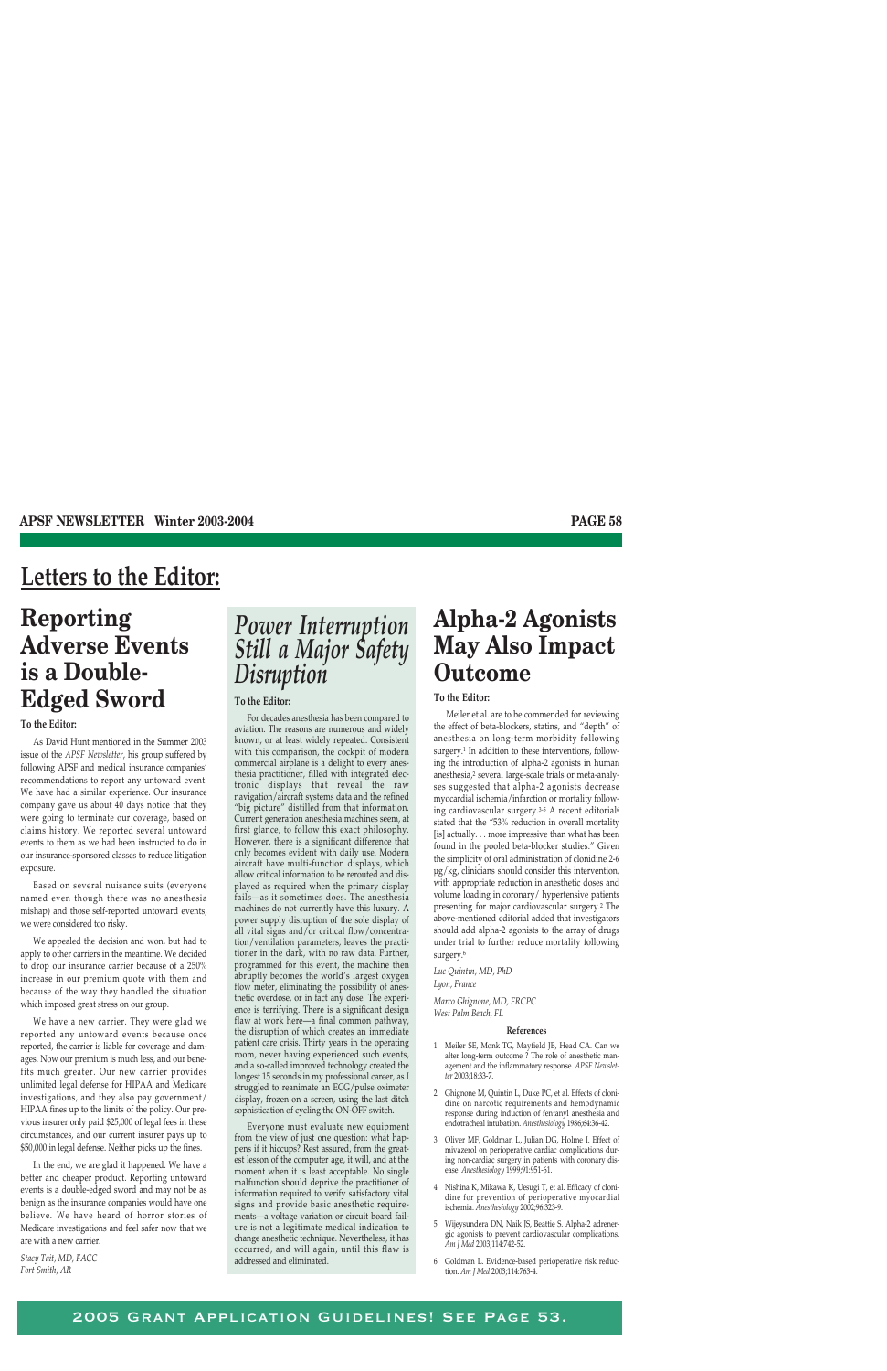# Letters to the Editor:

## Reporting Adverse Events is a Double-Edged Sword

**To the Editor:**

As David Hunt mentioned in the Summer 2003 issue of the *APSF Newsletter*, his group suffered by following APSF and medical insurance companies' recommendations to report any untoward event. We have had a similar experience. Our insurance company gave us about 40 days notice that they were going to terminate our coverage, based on claims history. We reported several untoward events to them as we had been instructed to do in our insurance-sponsored classes to reduce litigation exposure.

Based on several nuisance suits (everyone named even though there was no anesthesia mishap) and those self-reported untoward events, we were considered too risky.

We appealed the decision and won, but had to apply to other carriers in the meantime. We decided to drop our insurance carrier because of a 250% increase in our premium quote with them and because of the way they handled the situation which imposed great stress on our group.

We have a new carrier. They were glad we reported any untoward events because once reported, the carrier is liable for coverage and damages. Now our premium is much less, and our benefits much greater. Our new carrier provides unlimited legal defense for HIPAA and Medicare investigations, and they also pay government/HIPAA fines up to the limits of the policy. Our previous insurer only paid $25,000 of legal fees in these circumstances, and our current insurer pays up to $50,000 in legal defense. Neither picks up the fines.

In the end, we are glad it happened. We have a better and cheaper product. Reporting untoward events is a double-edged sword and may not be as benign as the insurance companies would have one believe. We have heard of horror stories of Medicare investigations and feel safer now that we are with a new carrier.

*Stacy Tait, MD, FACC*
*Fort Smith, AR*

## *Power Interruption Still a Major Safety Disruption*

**To the Editor:**

For decades anesthesia has been compared to aviation. The reasons are numerous and widely known, or at least widely repeated. Consistent with this comparison, the cockpit of modern commercial airplane is a delight to every anesthesia practitioner, filled with integrated electronic displays that reveal the raw navigation/aircraft systems data and the refined "big picture" distilled from that information. Current generation anesthesia machines seem, at first glance, to follow this exact philosophy. However, there is a significant difference that only becomes evident with daily use. Modern aircraft have multi-function displays, which allow critical information to be rerouted and displayed as required when the primary display fails—as it sometimes does. The anesthesia machines do not currently have this luxury. A power supply disruption of the sole display of all vital signs and/or critical flow/concentration/ventilation parameters, leaves the practitioner in the dark, with no raw data. Further, programmed for this event, the machine then abruptly becomes the world's largest oxygen flow meter, eliminating the possibility of anesthetic overdose, or in fact any dose. The experience is terrifying. There is a significant design flaw at work here—a final common pathway, the disruption of which creates an immediate patient care crisis. Thirty years in the operating room, never having experienced such events, and a so-called improved technology created the longest 15 seconds in my professional career, as I struggled to reanimate an ECG/pulse oximeter display, frozen on a screen, using the last ditch sophistication of cycling the ON-OFF switch.

Everyone must evaluate new equipment from the view of just one question: what happens if it hiccups? Rest assured, from the greatest lesson of the computer age, it will, and at the moment when it is least acceptable. No single malfunction should deprive the practitioner of information required to verify satisfactory vital signs and provide basic anesthetic requirements—a voltage variation or circuit board failure is not a legitimate medical indication to change anesthetic technique. Nevertheless, it has occurred, and will again, until this flaw is addressed and eliminated.

## Alpha-2 Agonists May Also Impact Outcome

**To the Editor:**

Meiler et al. are to be commended for reviewing the effect of beta-blockers, statins, and "depth" of anesthesia on long-term morbidity following surgery.[1] In addition to these interventions, following the introduction of alpha-2 agonists in human anesthesia,[2] several large-scale trials or meta-analyses suggested that alpha-2 agonists decrease myocardial ischemia/infarction or mortality following cardiovascular surgery.[3-5] A recent editorial[6] stated that the "53% reduction in overall mortality [is] actually. . . more impressive than what has been found in the pooled beta-blocker studies." Given the simplicity of oral administration of clonidine 2-6 µg/kg, clinicians should consider this intervention, with appropriate reduction in anesthetic doses and volume loading in coronary/ hypertensive patients presenting for major cardiovascular surgery.[2] The above-mentioned editorial added that investigators should add alpha-2 agonists to the array of drugs under trial to further reduce mortality following surgery.[6]

*Luc Quintin, MD, PhD*
*Lyon, France*

*Marco Ghignone, MD, FRCPC*
*West Palm Beach, FL*

### References

1. Meiler SE, Monk TG, Mayfield JB, Head CA. Can we alter long-term outcome ? The role of anesthetic management and the inflammatory response. *APSF Newsletter* 2003;18:33-7.
2. Ghignone M, Quintin L, Duke PC, et al. Effects of clonidine on narcotic requirements and hemodynamic response during induction of fentanyl anesthesia and endotracheal intubation. *Anesthesiology* 1986;64:36-42.
3. Oliver MF, Goldman L, Julian DG, Holme I. Effect of mivazerol on perioperative cardiac complications during non-cardiac surgery in patients with coronary disease. *Anesthesiology* 1999;91:951-61.
4. Nishina K, Mikawa K, Uesugi T, et al. Efficacy of clonidine for prevention of perioperative myocardial ischemia. *Anesthesiology* 2002;96:323-9.
5. Wijeysundera DN, Naik JS, Beattie S. Alpha-2 adrenergic agonists to prevent cardiovascular complications. *Am J Med* 2003;114:742-52.
6. Goldman L. Evidence-based perioperative risk reduction. *Am J Med* 2003;114:763-4.

**2005 Grant Application Guidelines! See Page 53.**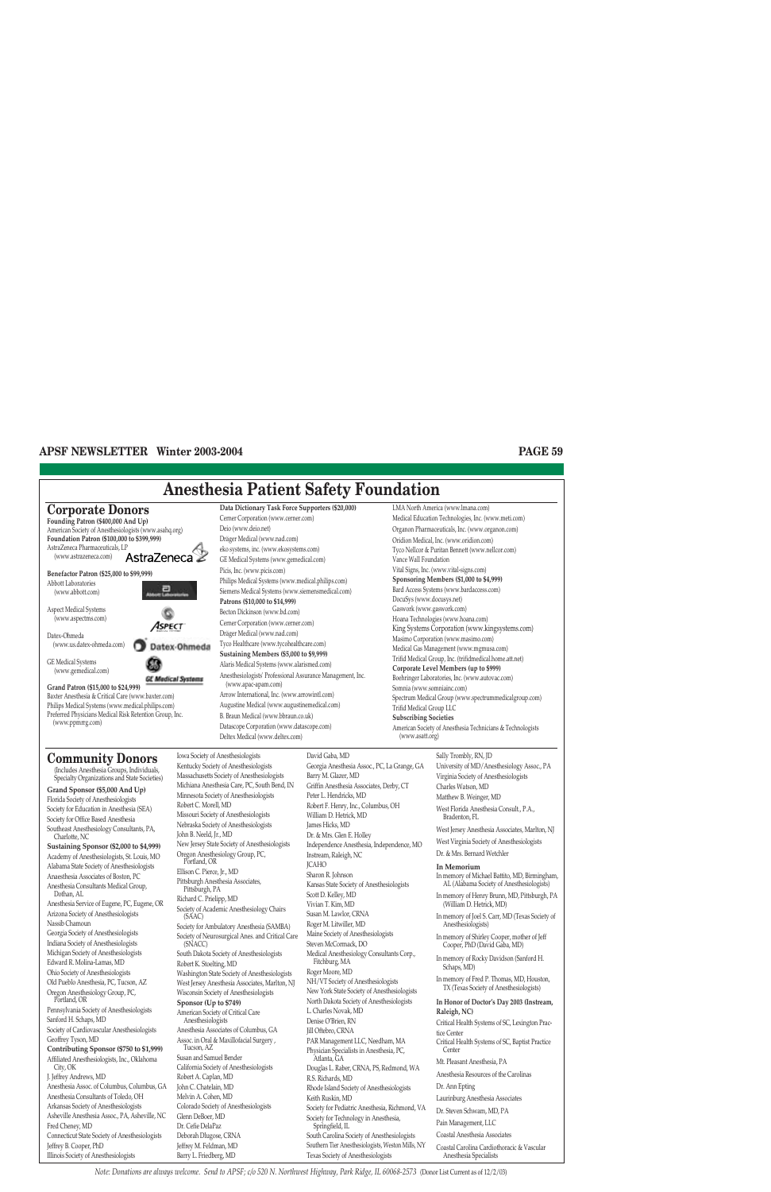# Anesthesia Patient Safety Foundation

## Corporate Donors

**Founding Patron ($400,000 And Up)**
American Society of Anesthesiologists (www.asahq.org)

**Foundation Patron ($100,000 to $399,999)**
AstraZeneca Pharmaceuticals, LP (www.astrazeneca.com)

**Benefactor Patron ($25,000 to $99,999)**
Abbott Laboratories (www.abbott.com)
Aspect Medical Systems (www.aspectms.com)
Datex-Ohmeda (www.us.datex-ohmeda.com)
GE Medical Systems (www.gemedical.com)

**Grand Patron ($15,000 to $24,999)**
Baxter Anesthesia & Critical Care (www.baxter.com)
Philips Medical Systems (www.medical.philips.com)
Preferred Physicians Medical Risk Retention Group, Inc. (www.ppmrrg.com)

**Data Dictionary Task Force Supporters ($20,000)**
Cerner Corporation (www.cerner.com)
Deio (www.deio.net)
Dräger Medical (www.nad.com)
eko systems, inc. (www.ekosystems.com)
GE Medical Systems (www.gemedical.com)
Picis, Inc. (www.picis.com)
Philips Medical Systems (www.medical.philips.com)
Siemens Medical Systems (www.siemensmedical.com)

**Patrons ($10,000 to $14,999)**
Becton Dickinson (www.bd.com)
Cerner Corporation (www.cerner.com)
Dräger Medical (www.nad.com)
Tyco Healthcare (www.tycohealthcare.com)

**Sustaining Members ($5,000 to $9,999)**
Alaris Medical Systems (www.alarismed.com)
Anesthesiologists' Professional Assurance Management, Inc. (www.apac-apam.com)
Arrow International, Inc. (www.arrowintl.com)
Augustine Medical (www.augustinemedical.com)
B. Braun Medical (www.bbraun.co.uk)
Datascope Corporation (www.datascope.com)
Deltex Medical (www.deltex.com)
LMA North America (www.lmana.com)
Medical Education Technologies, Inc. (www.meti.com)
Organon Pharmaceuticals, Inc. (www.organon.com)
Oridion Medical, Inc. (www.oridion.com)
Tyco Nellcor & Puritan Bennett (www.nellcor.com)
Vance Wall Foundation
Vital Signs, Inc. (www.vital-signs.com)

**Sponsoring Members ($1,000 to $4,999)**
Bard Access Systems (www.bardaccess.com)
DocuSys (www.docusys.net)
Gaswork (www.gaswork.com)
Hoana Technologies (www.hoana.com)
King Systems Corporation (www.kingsystems.com)
Masimo Corporation (www.masimo.com)
Medical Gas Management (www.mgmusa.com)
Trifid Medical Group, Inc. (trifidmedical.home.att.net)

**Corporate Level Members (up to $999)**
Boehringer Laboratories, Inc. (www.autovac.com)
Somnia (www.somniainc.com)
Spectrum Medical Group (www.spectrummedicalgroup.com)
Trifid Medical Group LLC

**Subscribing Societies**
American Society of Anesthesia Technicians & Technologists (www.asatt.org)

## Community Donors

(Includes Anesthesia Groups, Individuals, Specialty Organizations and State Societies)

**Grand Sponsor ($5,000 And Up)**
Florida Society of Anesthesiologists
Society for Education in Anesthesia (SEA)
Society for Office Based Anesthesia
Southeast Anesthesiology Consultants, PA, Charlotte, NC

**Sustaining Sponsor ($2,000 to $4,999)**
Academy of Anesthesiologists, St. Louis, MO
Alabama State Society of Anesthesiologists
Anaesthesia Associates of Boston, PC
Anesthesia Consultants Medical Group, Dothan, AL
Anesthesia Service of Eugene, PC, Eugene, OR
Arizona Society of Anesthesiologists
Nassib Chamoun
Georgia Society of Anesthesiologists
Indiana Society of Anesthesiologists
Michigan Society of Anesthesiologists
Edward R. Molina-Lamas, MD
Ohio Society of Anesthesiologists
Old Pueblo Anesthesia, PC, Tucson, AZ
Oregon Anesthesiology Group, PC, Portland, OR
Pennsylvania Society of Anesthesiologists
Sanford H. Schaps, MD
Society of Cardiovascular Anesthesiologists
Geoffrey Tyson, MD

**Contributing Sponsor ($750 to $1,999)**
Affiliated Anesthesiologists, Inc., Oklahoma City, OK
J. Jeffrey Andrews, MD
Anesthesia Assoc. of Columbus, Columbus, GA
Anesthesia Consultants of Toledo, OH
Arkansas Society of Anesthesiologists
Asheville Anesthesia Assoc., PA, Asheville, NC
Fred Cheney, MD
Connecticut State Society of Anesthesiologists
Jeffrey B. Cooper, PhD
Illinois Society of Anesthesiologists
Iowa Society of Anesthesiologists
Kentucky Society of Anesthesiologists
Massachusetts Society of Anesthesiologists
Michiana Anesthesia Care, PC, South Bend, IN
Minnesota Society of Anesthesiologists
Robert C. Morell, MD
Missouri Society of Anesthesiologists
Nebraska Society of Anesthesiologists
John B. Neeld, Jr., MD
New Jersey State Society of Anesthesiologists
Oregon Anesthesiology Group, PC, Portland, OR
Ellison C. Pierce, Jr., MD
Pittsburgh Anesthesia Associates, Pittsburgh, PA
Richard C. Prielipp, MD
Society of Academic Anesthesiology Chairs (SAAC)
Society for Ambulatory Anesthesia (SAMBA)
Society of Neurosurgical Anes. and Critical Care (SNACC)
South Dakota Society of Anesthesiologists
Robert K. Stoelting, MD
Washington State Society of Anesthesiologists
West Jersey Anesthesia Associates, Marlton, NJ
Wisconsin Society of Anesthesiologists

**Sponsor (Up to $749)**
American Society of Critical Care Anesthesiologists
Anesthesia Associates of Columbus, GA
Assoc. in Oral & Maxillofacial Surgery, Tucson, AZ
Susan and Samuel Bender
California Society of Anesthesiologists
Robert A. Caplan, MD
John C. Chatelain, MD
Melvin A. Cohen, MD
Colorado Society of Anesthesiologists
Glenn DeBoer, MD
Dr. Cefie DelaPaz
Deborah Dlugose, CRNA
Jeffrey M. Feldman, MD
Barry L. Friedberg, MD
David Gaba, MD
Georgia Anesthesia Assoc., PC, La Grange, GA
Barry M. Glazer, MD
Griffin Anesthesia Associates, Derby, CT
Peter L. Hendricks, MD
Robert F. Henry, Inc., Columbus, OH
William D. Hetrick, MD
James Hicks, MD
Dr. & Mrs. Glen E. Holley
Independence Anesthesia, Independence, MO
Instream, Raleigh, NC
JCAHO
Sharon R. Johnson
Kansas State Society of Anesthesiologists
Scott D. Kelley, MD
Vivian T. Kim, MD
Susan M. Lawlor, CRNA
Roger M. Litwiller, MD
Maine Society of Anesthesiologists
Steven McCormack, DO
Medical Anesthesiology Consultants Corp., Fitchburg, MA
Roger Moore, MD
NH/VT Society of Anesthesiologists
New York State Society of Anesthesiologists
North Dakota Society of Anesthesiologists
L. Charles Novak, MD
Denise O'Brien, RN
Jill Oftebro, CRNA
PAR Management LLC, Needham, MA
Physician Specialists in Anesthesia, PC, Atlanta, GA
Douglas L. Raber, CRNA, PS, Redmond, WA
R.S. Richards, MD
Rhode Island Society of Anesthesiologists
Keith Ruskin, MD
Society for Pediatric Anesthesia, Richmond, VA
Society for Technology in Anesthesia, Springfield, IL
South Carolina Society of Anesthesiologists
Southern Tier Anesthesiologists, Weston Mills, NY
Texas Society of Anesthesiologists
Sally Trombly, RN, JD
University of MD/Anesthesiology Assoc., PA
Virginia Society of Anesthesiologists
Charles Watson, MD
Matthew B. Weinger, MD
West Florida Anesthesia Consult., P.A., Bradenton, FL
West Jersey Anesthesia Associates, Marlton, NJ
West Virginia Society of Anesthesiologists
Dr. & Mrs. Bernard Wetchler

**In Memorium**
In memory of Michael Battito, MD, Birmingham, AL (Alabama Society of Anesthesiologists)
In memory of Henry Brunn, MD, Pittsburgh, PA (William D. Hetrick, MD)
In memory of Joel S. Carr, MD (Texas Society of Anesthesiologists)
In memory of Shirley Cooper, mother of Jeff Cooper, PhD (David Gaba, MD)
In memory of Rocky Davidson (Sanford H. Schaps, MD)
In memory of Fred P. Thomas, MD, Houston, TX (Texas Society of Anesthesiologists)

**In Honor of Doctor's Day 2003 (Instream, Raleigh, NC)**
Critical Health Systems of SC, Lexington Practice Center
Critical Health Systems of SC, Baptist Practice Center
Mt. Pleasant Anesthesia, PA
Anesthesia Resources of the Carolinas
Dr. Ann Epting
Laurinburg Anesthesia Associates
Dr. Steven Schwam, MD, PA
Pain Management, LLC
Coastal Anesthesia Associates
Coastal Carolina Cardiothoracic & Vascular Anesthesia Specialists

*Note: Donations are always welcome. Send to APSF; c/o 520 N. Northwest Highway, Park Ridge, IL 60068-2573 (Donor List Current as of 12/2/03)*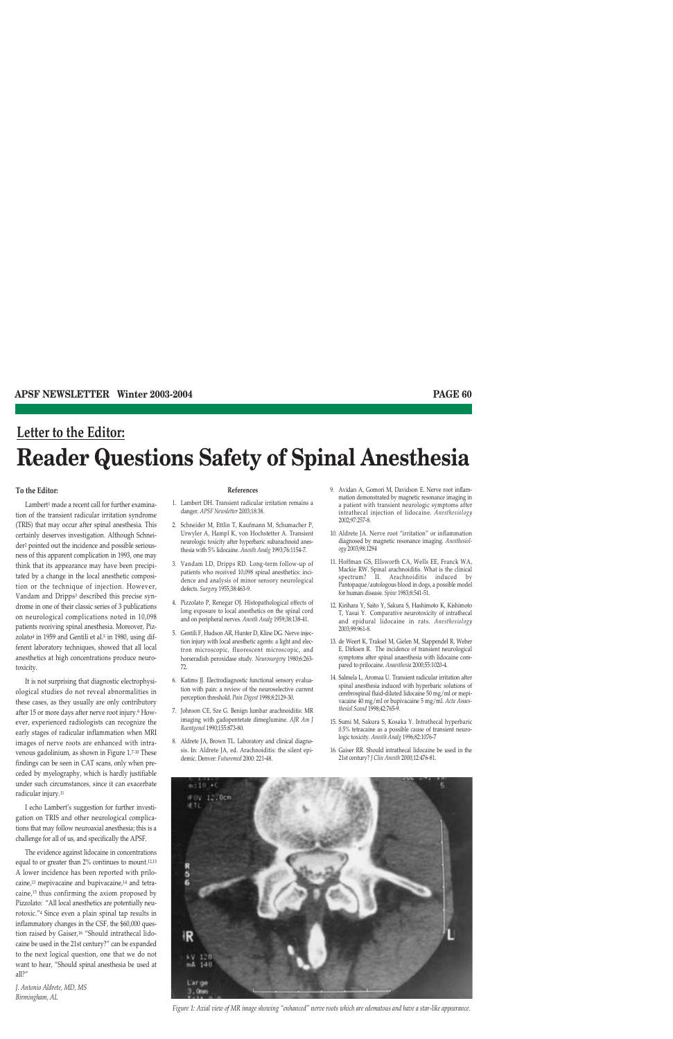## Letter to the Editor:

# Reader Questions Safety of Spinal Anesthesia

**To the Editor:**

Lambert[1] made a recent call for further examination of the transient radicular irritation syndrome (TRIS) that may occur after spinal anesthesia. This certainly deserves investigation. Although Schneider[2] pointed out the incidence and possible seriousness of this apparent complication in 1993, one may think that its appearance may have been precipitated by a change in the local anesthetic composition or the technique of injection. However, Vandam and Dripps[3] described this precise syndrome in one of their classic series of 3 publications on neurological complications noted in 10,098 patients receiving spinal anesthesia. Moreover, Pizzolato[4] in 1959 and Gentili et al.[5] in 1980, using different laboratory techniques, showed that all local anesthetics at high concentrations produce neurotoxicity.

It is not surprising that diagnostic electrophysiological studies do not reveal abnormalities in these cases, as they usually are only contributory after 15 or more days after nerve root injury.[6] However, experienced radiologists can recognize the early stages of radicular inflammation when MRI images of nerve roots are enhanced with intravenous gadolinium, as shown in Figure 1.[7-10] These findings can be seen in CAT scans, only when preceded by myelography, which is hardly justifiable under such circumstances, since it can exacerbate radicular injury.[11]

I echo Lambert's suggestion for further investigation on TRIS and other neurological complications that may follow neuroaxial anesthesia; this is a challenge for all of us, and specifically the APSF.

The evidence against lidocaine in concentrations equal to or greater than 2% continues to mount.[12,13] A lower incidence has been reported with prilocaine,[13] mepivacaine and bupivacaine,[14] and tetracaine,[15] thus confirming the axiom proposed by Pizzolato: "All local anesthetics are potentially neurotoxic."[4] Since even a plain spinal tap results in inflammatory changes in the CSF, the $60,000 question raised by Gaiser,[16] "Should intrathecal lidocaine be used in the 21st century?" can be expanded to the next logical question, one that we do not want to hear, "Should spinal anesthesia be used at all?"

*J. Antonio Aldrete, MD, MS*
*Birmingham, AL*

**References**

1. Lambert DH. Transient radicular irritation remains a danger. *APSF Newsletter* 2003;18:38.
2. Schneider M, Ettlin T, Kaufmann M, Schumacher P, Urwyler A, Hampl K, von Hochstetter A. Transient neurologic toxicity after hyperbaric subarachnoid anesthesia with 5% lidocaine. *Anesth Analg* 1993;76:1154-7.
3. Vandam LD, Dripps RD. Long-term follow-up of patients who received 10,098 spinal anesthetics: incidence and analysis of minor sensory neurological defects. *Surgery* 1955;38:463-9.
4. Pizzolato P, Renegar OJ. Histopathological effects of long exposure to local anesthetics on the spinal cord and on peripheral nerves. *Anesth Analg* 1959;38:138-41.
5. Gentili F, Hudson AR, Hunter D, Kline DG. Nerve injection injury with local anesthetic agents: a light and electron microscopic, fluorescent microscopic, and horseradish peroxidase study. *Neurosurgery* 1980;6:263-72.
6. Katims JJ. Electrodiagnostic functional sensory evaluation with pain: a review of the neuroselective current perception threshold. *Pain Digest* 1998;8:2129-30.
7. Johnson CE, Sze G. Benign lumbar arachnoiditis: MR imaging with gadopentetate dimeglumine. *AJR Am J Roentgenol* 1990;155:873-80.
8. Aldrete JA, Brown TL. Laboratory and clinical diagnosis. In: Aldrete JA, ed. Arachnoiditis: the silent epidemic. Denver: *Futuremed* 2000: 221-48.
9. Avidan A, Gomori M, Davidson E. Nerve root inflammation demonstrated by magnetic resonance imaging in a patient with transient neurologic symptoms after intrathecal injection of lidocaine. *Anesthesiology* 2002;97:257-8.
10. Aldrete JA. Nerve root "irritation" or inflammation diagnosed by magnetic resonance imaging. *Anesthesiology* 2003;98:1294
11. Hoffman GS, Ellsworth CA, Wells EE, Franck WA, Mackie RW. Spinal arachnoiditis. What is the clinical spectrum? II. Arachnoiditis induced by Pantopaque/autologous blood in dogs, a possible model for human disease. *Spine* 1983;8:541-51.
12. Kirihara Y, Saito Y, Sakura S, Hashimoto K, Kishimoto T, Yasui Y. Comparative neurotoxicity of intrathecal and epidural lidocaine in rats. *Anesthesiology* 2003;99:961-8.
13. de Weert K, Traksel M, Gielen M, Slappendel R, Weber E, Dirksen R. The incidence of transient neurological symptoms after spinal anaesthesia with lidocaine compared to prilocaine. *Anaesthesia* 2000;55:1020-4.
14. Salmela L, Aromaa U. Transient radicular irritation after spinal anesthesia induced with hyperbaric solutions of cerebrospinal fluid-diluted lidocaine 50 mg/ml or mepivacaine 40 mg/ml or bupivacaine 5 mg/ml. *Acta Anaesthesiol Scand* 1998;42:765-9.
15. Sumi M, Sakura S, Kosaka Y. Intrathecal hyperbaric 0.5% tetracaine as a possible cause of transient neurologic toxicity. *Anesth Analg* 1996;82:1076-7
16. Gaiser RR. Should intrathecal lidocaine be used in the 21st century? *J Clin Anesth* 2000;12:476-81.

*Figure 1: Axial view of MR image showing "enhanced" nerve roots which are edematous and have a star-like appearance.*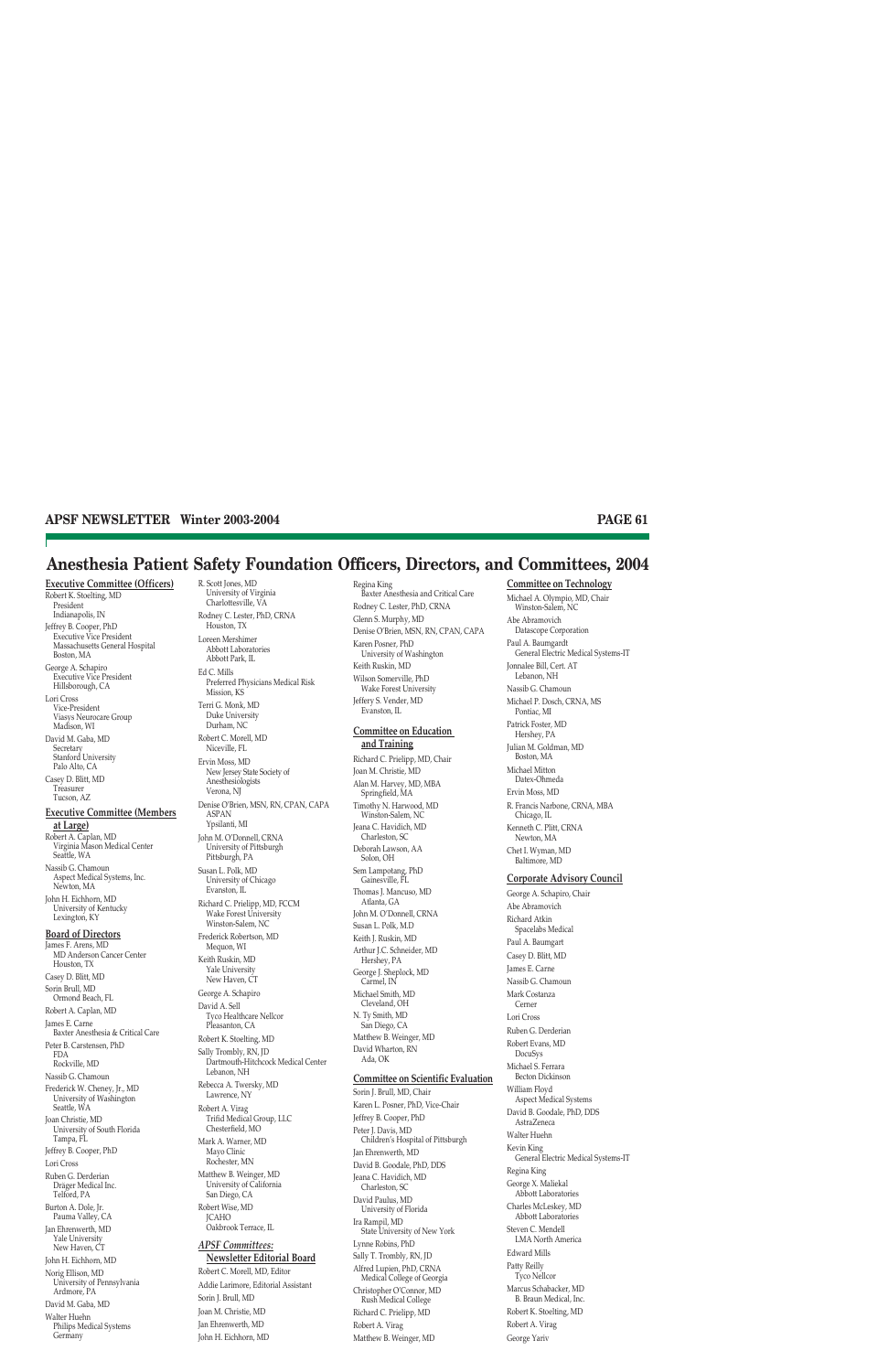# Anesthesia Patient Safety Foundation Officers, Directors, and Committees, 2004

## Executive Committee (Officers)

Robert K. Stoelting, MD
President
Indianapolis, IN

Jeffrey B. Cooper, PhD
Executive Vice President
Massachusetts General Hospital
Boston, MA

George A. Schapiro
Executive Vice President
Hillsborough, CA

Lori Cross
Vice-President
Viasys Neurocare Group
Madison, WI

David M. Gaba, MD
Secretary
Stanford University
Palo Alto, CA

Casey D. Blitt, MD
Treasurer
Tucson, AZ

## Executive Committee (Members at Large)

Robert A. Caplan, MD
Virginia Mason Medical Center
Seattle, WA

Nassib G. Chamoun
Aspect Medical Systems, Inc.
Newton, MA

John H. Eichhorn, MD
University of Kentucky
Lexington, KY

## Board of Directors

James F. Arens, MD
MD Anderson Cancer Center
Houston, TX

Casey D. Blitt, MD

Sorin Brull, MD
Ormond Beach, FL

Robert A. Caplan, MD

James E. Carne
Baxter Anesthesia & Critical Care

Peter B. Carstensen, PhD
FDA
Rockville, MD

Nassib G. Chamoun

Frederick W. Cheney, Jr., MD
University of Washington
Seattle, WA

Joan Christie, MD
University of South Florida
Tampa, FL

Jeffrey B. Cooper, PhD

Lori Cross

Ruben G. Derderian
Dräger Medical Inc.
Telford, PA

Burton A. Dole, Jr.
Pauma Valley, CA

Jan Ehrenwerth, MD
Yale University
New Haven, CT

John H. Eichhorn, MD

Norig Ellison, MD
University of Pennsylvania
Ardmore, PA

David M. Gaba, MD

Walter Huehn
Philips Medical Systems
Germany

R. Scott Jones, MD
University of Virginia
Charlottesville, VA

Rodney C. Lester, PhD, CRNA
Houston, TX

Loreen Mershimer
Abbott Laboratories
Abbott Park, IL

Ed C. Mills
Preferred Physicians Medical Risk
Mission, KS

Terri G. Monk, MD
Duke University
Durham, NC

Robert C. Morell, MD
Niceville, FL

Ervin Moss, MD
New Jersey State Society of Anesthesiologists
Verona, NJ

Denise O'Brien, MSN, RN, CPAN, CAPA
ASPAN
Ypsilanti, MI

John M. O'Donnell, CRNA
University of Pittsburgh
Pittsburgh, PA

Susan L. Polk, MD
University of Chicago
Evanston, IL

Richard C. Prielipp, MD, FCCM
Wake Forest University
Winston-Salem, NC

Frederick Robertson, MD
Mequon, WI

Keith Ruskin, MD
Yale University
New Haven, CT

George A. Schapiro

David A. Sell
Tyco Healthcare Nellcor
Pleasanton, CA

Robert K. Stoelting, MD

Sally Trombly, RN, JD
Dartmouth-Hitchcock Medical Center
Lebanon, NH

Rebecca A. Twersky, MD
Lawrence, NY

Robert A. Virag
Trifid Medical Group, LLC
Chesterfield, MO

Mark A. Warner, MD
Mayo Clinic
Rochester, MN

Matthew B. Weinger, MD
University of California
San Diego, CA

Robert Wise, MD
JCAHO
Oakbrook Terrace, IL

## *APSF Committees:*

## Newsletter Editorial Board

Robert C. Morell, MD, Editor

Addie Larimore, Editorial Assistant

Sorin J. Brull, MD

Joan M. Christie, MD

Jan Ehrenwerth, MD

John H. Eichhorn, MD

Regina King
Baxter Anesthesia and Critical Care

Rodney C. Lester, PhD, CRNA

Glenn S. Murphy, MD

Denise O'Brien, MSN, RN, CPAN, CAPA

Karen Posner, PhD
University of Washington

Keith Ruskin, MD

Wilson Somerville, PhD
Wake Forest University

Jeffery S. Vender, MD
Evanston, IL

## Committee on Education and Training

Richard C. Prielipp, MD, Chair

Joan M. Christie, MD

Alan M. Harvey, MD, MBA
Springfield, MA

Timothy N. Harwood, MD
Winston-Salem, NC

Jeana C. Havidich, MD
Charleston, SC

Deborah Lawson, AA
Solon, OH

Sem Lampotang, PhD
Gainesville, FL

Thomas J. Mancuso, MD
Atlanta, GA

John M. O'Donnell, CRNA

Susan L. Polk, M.D

Keith J. Ruskin, MD

Arthur J.C. Schneider, MD
Hershey, PA

George J. Sheplock, MD
Carmel, IN

Michael Smith, MD
Cleveland, OH

N. Ty Smith, MD
San Diego, CA

Matthew B. Weinger, MD

David Wharton, RN
Ada, OK

## Committee on Scientific Evaluation

Sorin J. Brull, MD, Chair

Karen L. Posner, PhD, Vice-Chair

Jeffrey B. Cooper, PhD

Peter J. Davis, MD
Children's Hospital of Pittsburgh

Jan Ehrenwerth, MD

David B. Goodale, PhD, DDS

Jeana C. Havidich, MD
Charleston, SC

David Paulus, MD
University of Florida

Ira Rampil, MD
State University of New York

Lynne Robins, PhD

Sally T. Trombly, RN, JD

Alfred Lupien, PhD, CRNA
Medical College of Georgia

Christopher O'Connor, MD
Rush Medical College

Richard C. Prielipp, MD

Robert A. Virag

Matthew B. Weinger, MD

## Committee on Technology

Michael A. Olympio, MD, Chair
Winston-Salem, NC

Abe Abramovich
Datascope Corporation

Paul A. Baumgardt
General Electric Medical Systems-IT

Jonnalee Bill, Cert. AT
Lebanon, NH

Nassib G. Chamoun

Michael P. Dosch, CRNA, MS
Pontiac, MI

Patrick Foster, MD
Hershey, PA

Julian M. Goldman, MD
Boston, MA

Michael Mitton
Datex-Ohmeda

Ervin Moss, MD

R. Francis Narbone, CRNA, MBA
Chicago, IL

Kenneth C. Plitt, CRNA
Newton, MA

Chet I. Wyman, MD
Baltimore, MD

## Corporate Advisory Council

George A. Schapiro, Chair

Abe Abramovich

Richard Atkin
Spacelabs Medical

Paul A. Baumgart

Casey D. Blitt, MD

James E. Carne

Nassib G. Chamoun

Mark Costanza
Cerner

Lori Cross

Ruben G. Derderian

Robert Evans, MD
DocuSys

Michael S. Ferrara
Becton Dickinson

William Floyd
Aspect Medical Systems

David B. Goodale, PhD, DDS
AstraZeneca

Walter Huehn

Kevin King
General Electric Medical Systems-IT

Regina King

George X. Maliekal
Abbott Laboratories

Charles McLeskey, MD
Abbott Laboratories

Steven C. Mendell
LMA North America

Edward Mills

Patty Reilly
Tyco Nellcor

Marcus Schabacker, MD
B. Braun Medical, Inc.

Robert K. Stoelting, MD

Robert A. Virag

George Yariv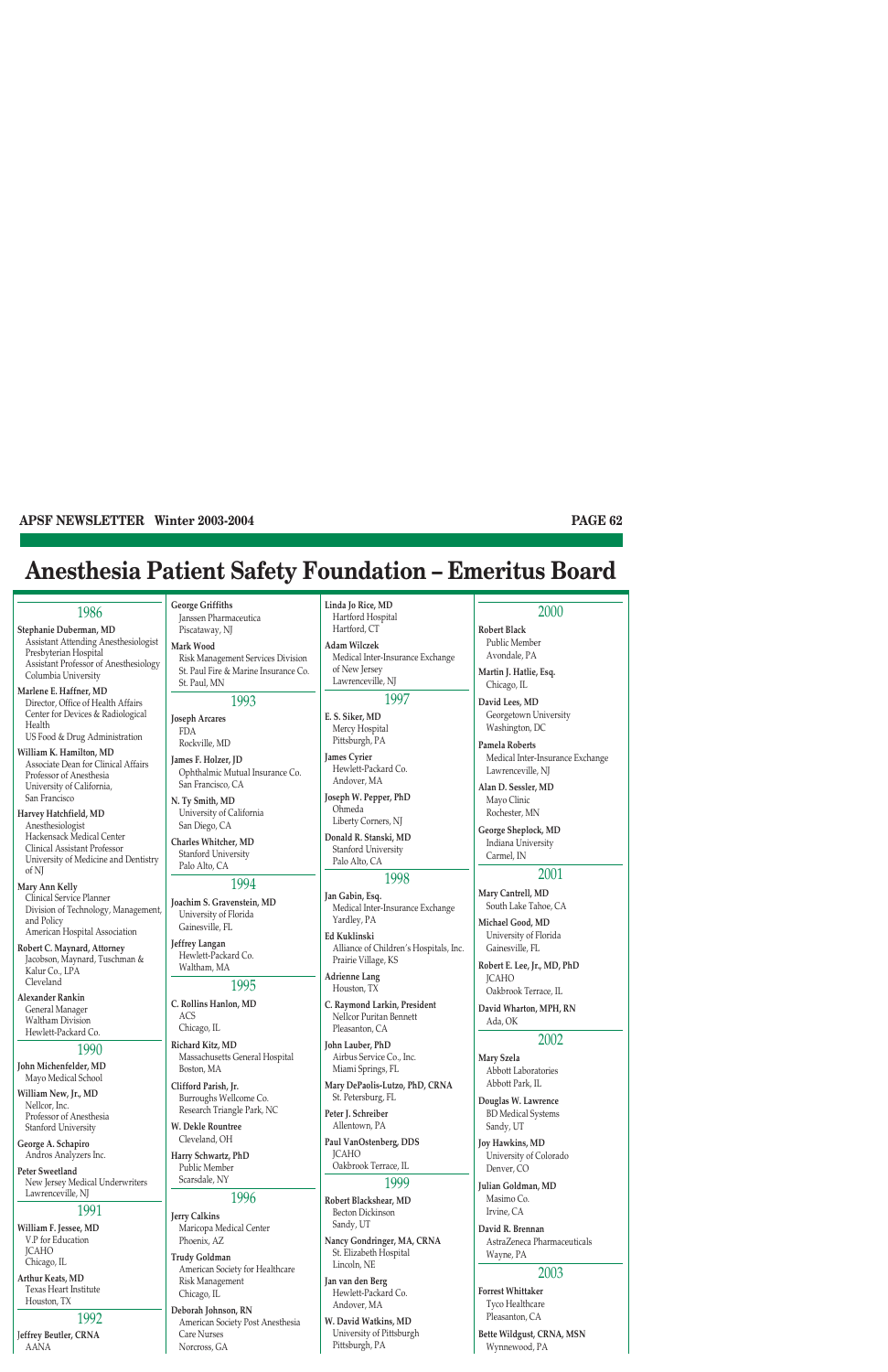# Anesthesia Patient Safety Foundation – Emeritus Board

## 1986

**Stephanie Duberman, MD**
Assistant Attending Anesthesiologist
Presbyterian Hospital
Assistant Professor of Anesthesiology
Columbia University

**Marlene E. Haffner, MD**
Director, Office of Health Affairs
Center for Devices & Radiological Health
US Food & Drug Administration

**William K. Hamilton, MD**
Associate Dean for Clinical Affairs
Professor of Anesthesia
University of California, San Francisco

**Harvey Hatchfield, MD**
Anesthesiologist
Hackensack Medical Center
Clinical Assistant Professor
University of Medicine and Dentistry of NJ

**Mary Ann Kelly**
Clinical Service Planner
Division of Technology, Management, and Policy
American Hospital Association

**Robert C. Maynard, Attorney**
Jacobson, Maynard, Tuschman & Kalur Co., LPA
Cleveland

**Alexander Rankin**
General Manager
Waltham Division
Hewlett-Packard Co.

## 1990

**John Michenfelder, MD**
Mayo Medical School

**William New, Jr., MD**
Nellcor, Inc.
Professor of Anesthesia
Stanford University

**George A. Schapiro**
Andros Analyzers Inc.

**Peter Sweetland**
New Jersey Medical Underwriters
Lawrenceville, NJ

## 1991

**William F. Jessee, MD**
V.P for Education
JCAHO
Chicago, IL

**Arthur Keats, MD**
Texas Heart Institute
Houston, TX

## 1992

**Jeffrey Beutler, CRNA**
AANA

**George Griffiths**
Janssen Pharmaceutica
Piscataway, NJ

**Mark Wood**
Risk Management Services Division
St. Paul Fire & Marine Insurance Co.
St. Paul, MN

## 1993

**Joseph Arcares**
FDA
Rockville, MD

**James F. Holzer, JD**
Ophthalmic Mutual Insurance Co.
San Francisco, CA

**N. Ty Smith, MD**
University of California
San Diego, CA

**Charles Whitcher, MD**
Stanford University
Palo Alto, CA

## 1994

**Joachim S. Gravenstein, MD**
University of Florida
Gainesville, FL

**Jeffrey Langan**
Hewlett-Packard Co.
Waltham, MA

## 1995

**C. Rollins Hanlon, MD**
ACS
Chicago, IL

**Richard Kitz, MD**
Massachusetts General Hospital
Boston, MA

**Clifford Parish, Jr.**
Burroughs Wellcome Co.
Research Triangle Park, NC

**W. Dekle Rountree**
Cleveland, OH

**Harry Schwartz, PhD**
Public Member
Scarsdale, NY

## 1996

**Jerry Calkins**
Maricopa Medical Center
Phoenix, AZ

**Trudy Goldman**
American Society for Healthcare Risk Management
Chicago, IL

**Deborah Johnson, RN**
American Society Post Anesthesia Care Nurses
Norcross, GA

**Linda Jo Rice, MD**
Hartford Hospital
Hartford, CT

**Adam Wilczek**
Medical Inter-Insurance Exchange of New Jersey
Lawrenceville, NJ

## 1997

**E. S. Siker, MD**
Mercy Hospital
Pittsburgh, PA

**James Cyrier**
Hewlett-Packard Co.
Andover, MA

**Joseph W. Pepper, PhD**
Ohmeda
Liberty Corners, NJ

**Donald R. Stanski, MD**
Stanford University
Palo Alto, CA

## 1998

**Jan Gabin, Esq.**
Medical Inter-Insurance Exchange
Yardley, PA

**Ed Kuklinski**
Alliance of Children's Hospitals, Inc.
Prairie Village, KS

**Adrienne Lang**
Houston, TX

**C. Raymond Larkin, President**
Nellcor Puritan Bennett
Pleasanton, CA

**John Lauber, PhD**
Airbus Service Co., Inc.
Miami Springs, FL

**Mary DePaolis-Lutzo, PhD, CRNA**
St. Petersburg, FL

**Peter J. Schreiber**
Allentown, PA

**Paul VanOstenberg, DDS**
JCAHO
Oakbrook Terrace, IL

## 1999

**Robert Blackshear, MD**
Becton Dickinson
Sandy, UT

**Nancy Gondringer, MA, CRNA**
St. Elizabeth Hospital
Lincoln, NE

**Jan van den Berg**
Hewlett-Packard Co.
Andover, MA

**W. David Watkins, MD**
University of Pittsburgh
Pittsburgh, PA

## 2000

**Robert Black**
Public Member
Avondale, PA

**Martin J. Hatlie, Esq.**
Chicago, IL

**David Lees, MD**
Georgetown University
Washington, DC

**Pamela Roberts**
Medical Inter-Insurance Exchange
Lawrenceville, NJ

**Alan D. Sessler, MD**
Mayo Clinic
Rochester, MN

**George Sheplock, MD**
Indiana University
Carmel, IN

## 2001

**Mary Cantrell, MD**
South Lake Tahoe, CA

**Michael Good, MD**
University of Florida
Gainesville, FL

**Robert E. Lee, Jr., MD, PhD**
JCAHO
Oakbrook Terrace, IL

**David Wharton, MPH, RN**
Ada, OK

## 2002

**Mary Szela**
Abbott Laboratories
Abbott Park, IL

**Douglas W. Lawrence**
BD Medical Systems
Sandy, UT

**Joy Hawkins, MD**
University of Colorado
Denver, CO

**Julian Goldman, MD**
Masimo Co.
Irvine, CA

**David R. Brennan**
AstraZeneca Pharmaceuticals
Wayne, PA

## 2003

**Forrest Whittaker**
Tyco Healthcare
Pleasanton, CA

**Bette Wildgust, CRNA, MSN**
Wynnewood, PA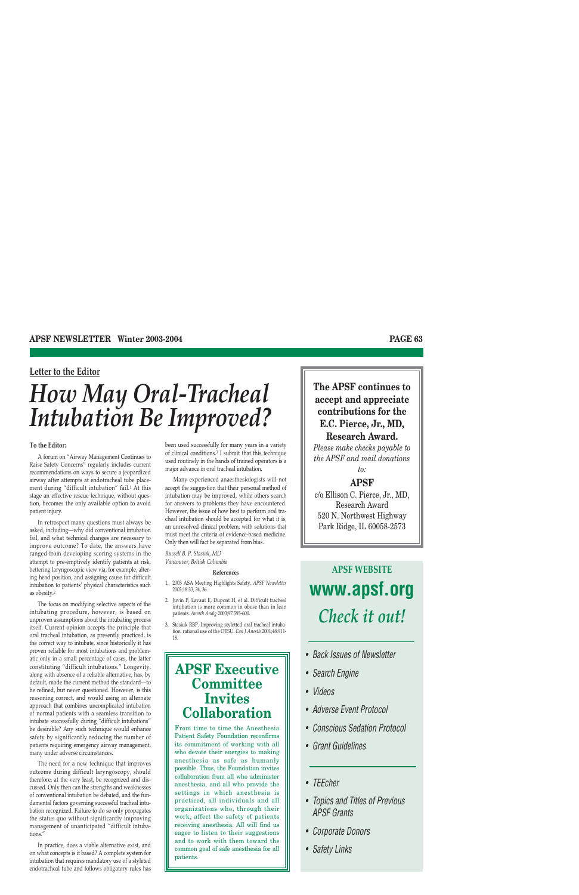Letter to the Editor

# How May Oral-Tracheal Intubation Be Improved?

**To the Editor:**

A forum on "Airway Management Continues to Raise Safety Concerns" regularly includes current recommendations on ways to secure a jeopardized airway after attempts at endotracheal tube placement during "difficult intubation" fail.[1] At this stage an effective rescue technique, without question, becomes the only available option to avoid patient injury.

In retrospect many questions must always be asked, including—why did conventional intubation fail, and what technical changes are necessary to improve outcome? To date, the answers have ranged from developing scoring systems in the attempt to pre-emptively identify patients at risk, bettering laryngoscopic view via, for example, altering head position, and assigning cause for difficult intubation to patients' physical characteristics such as obesity.[2]

The focus on modifying selective aspects of the intubating procedure, however, is based on unproven assumptions about the intubating process itself. Current opinion accepts the principle that oral tracheal intubation, as presently practiced, is the correct way to intubate, since historically it has proven reliable for most intubations and problematic only in a small percentage of cases, the latter constituting "difficult intubations." Longevity, along with absence of a reliable alternative, has, by default, made the current method the standard—to be refined, but never questioned. However, is this reasoning correct, and would using an alternate approach that combines uncomplicated intubation of normal patients with a seamless transition to intubate successfully during "difficult intubations" be desirable? Any such technique would enhance safety by significantly reducing the number of patients requiring emergency airway management, many under adverse circumstances.

The need for a new technique that improves outcome during difficult laryngoscopy, should therefore, at the very least, be recognized and discussed. Only then can the strengths and weaknesses of conventional intubation be debated, and the fundamental factors governing successful tracheal intubation recognized. Failure to do so only propagates the status quo without significantly improving management of unanticipated "difficult intubations."

In practice, does a viable alternative exist, and on what concepts is it based? A complete system for intubation that requires mandatory use of a styleted endotracheal tube and follows obligatory rules has been used successfully for many years in a variety of clinical conditions.[3] I submit that this technique used routinely in the hands of trained operators is a major advance in oral tracheal intubation.

Many experienced anaesthesiologists will not accept the suggestion that their personal method of intubation may be improved, while others search for answers to problems they have encountered. However, the issue of how best to perform oral tracheal intubation should be accepted for what it is, an unresolved clinical problem, with solutions that must meet the criteria of evidence-based medicine. Only then will fact be separated from bias.

*Russell B. P. Stasiuk, MD*
*Vancouver, British Columbia*

**References**

1. 2003 ASA Meeting Highlights Safety. *APSF Newsletter* 2003;18:33, 34, 36.
2. Juvin P, Lavaut E, Dupont H, et al. Difficult tracheal intubation is more common in obese than in lean patients. *Anesth Analg* 2003;97:595-600.
3. Stasiuk RBP. Improving styletted oral tracheal intubation: rational use of the OTSU. *Can J Anesth* 2001;48:911-18.

---

## APSF Executive Committee Invites Collaboration

From time to time the Anesthesia Patient Safety Foundation reconfirms its commitment of working with all who devote their energies to making anesthesia as safe as humanly possible. Thus, the Foundation invites collaboration from all who administer anesthesia, and all who provide the settings in which anesthesia is practiced, all individuals and all organizations who, through their work, affect the safety of patients receiving anesthesia. All will find us eager to listen to their suggestions and to work with them toward the common goal of safe anesthesia for all patients.

---

**The APSF continues to accept and appreciate contributions for the E.C. Pierce, Jr., MD, Research Award.**

*Please make checks payable to the APSF and mail donations to:*

**APSF**
c/o Ellison C. Pierce, Jr., MD,
Research Award
520 N. Northwest Highway
Park Ridge, IL 60058-2573

---

**APSF WEBSITE**

## www.apsf.org

*Check it out!*

- Back Issues of Newsletter
- Search Engine
- Videos
- Adverse Event Protocol
- Conscious Sedation Protocol
- Grant Guidelines

- TEEcher
- Topics and Titles of Previous APSF Grants
- Corporate Donors
- Safety Links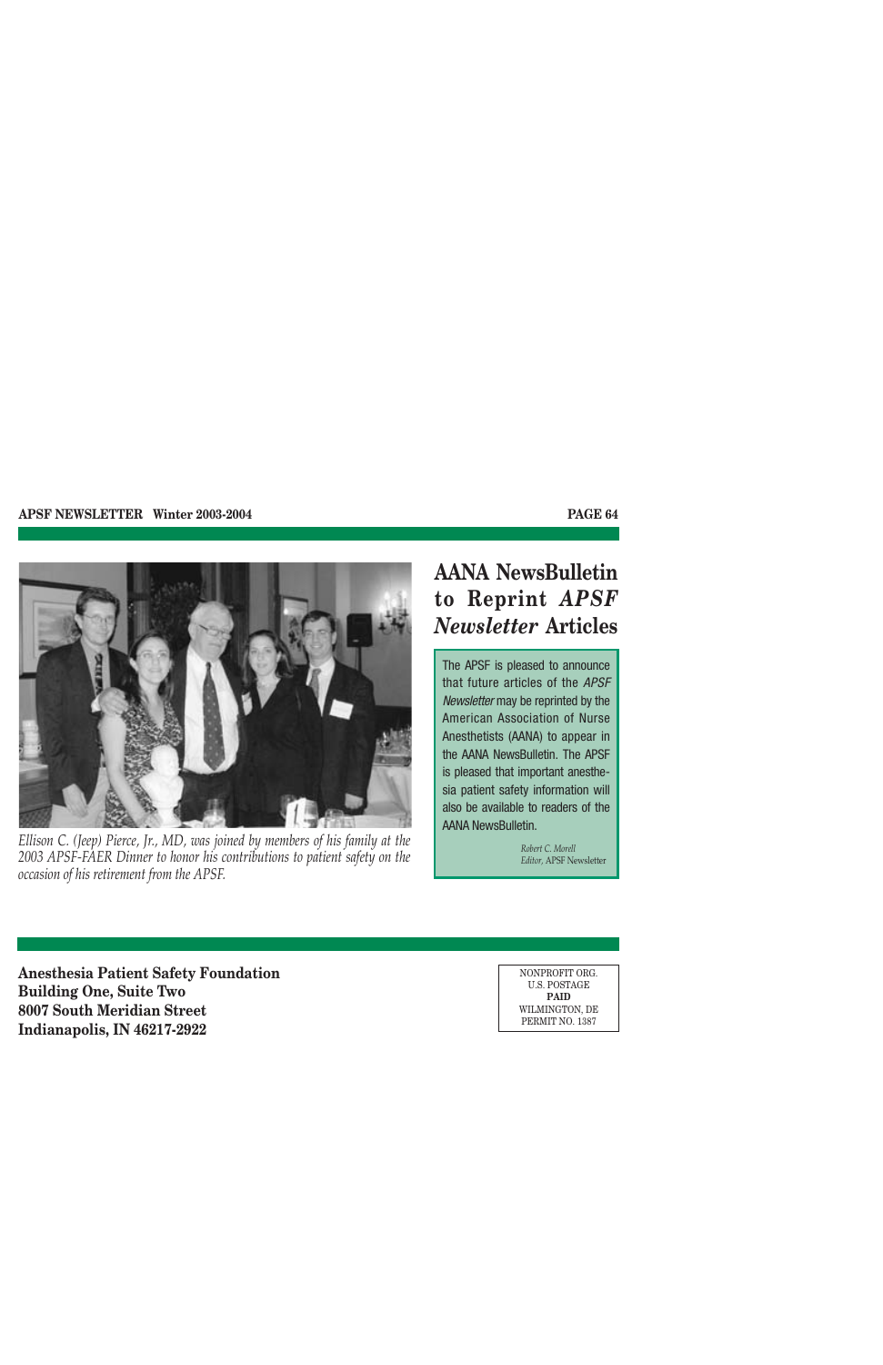Ellison C. (Jeep) Pierce, Jr., MD, was joined by members of his family at the 2003 APSF-FAER Dinner to honor his contributions to patient safety on the occasion of his retirement from the APSF.

## AANA NewsBulletin to Reprint *APSF Newsletter* Articles

The APSF is pleased to announce that future articles of the *APSF Newsletter* may be reprinted by the American Association of Nurse Anesthetists (AANA) to appear in the AANA NewsBulletin. The APSF is pleased that important anesthesia patient safety information will also be available to readers of the AANA NewsBulletin.

*Robert C. Morell*
*Editor,* APSF Newsletter

**Anesthesia Patient Safety Foundation**
**Building One, Suite Two**
**8007 South Meridian Street**
**Indianapolis, IN 46217-2922**

NONPROFIT ORG.
U.S. POSTAGE
**PAID**
WILMINGTON, DE
PERMIT NO. 1387